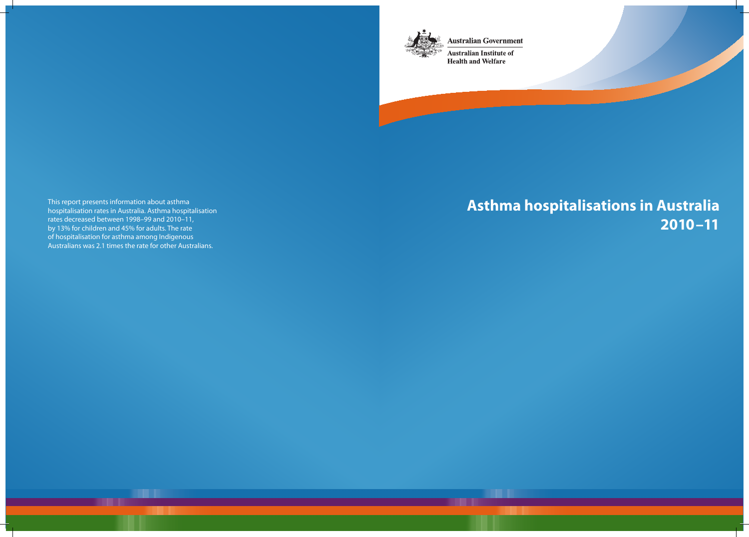Australian Government

Australian Institute of Health and Welfare

# Asthma hospitalisations in Australia 2010–11

This report presents information about asthma hospitalisation rates in Australia. Asthma hospitalisation rates decreased between 1998–99 and 2010–11, by 13% for children and 45% for adults. The rate of hospitalisation for asthma among Indigenous Australians was 2.1 times the rate for other Australians.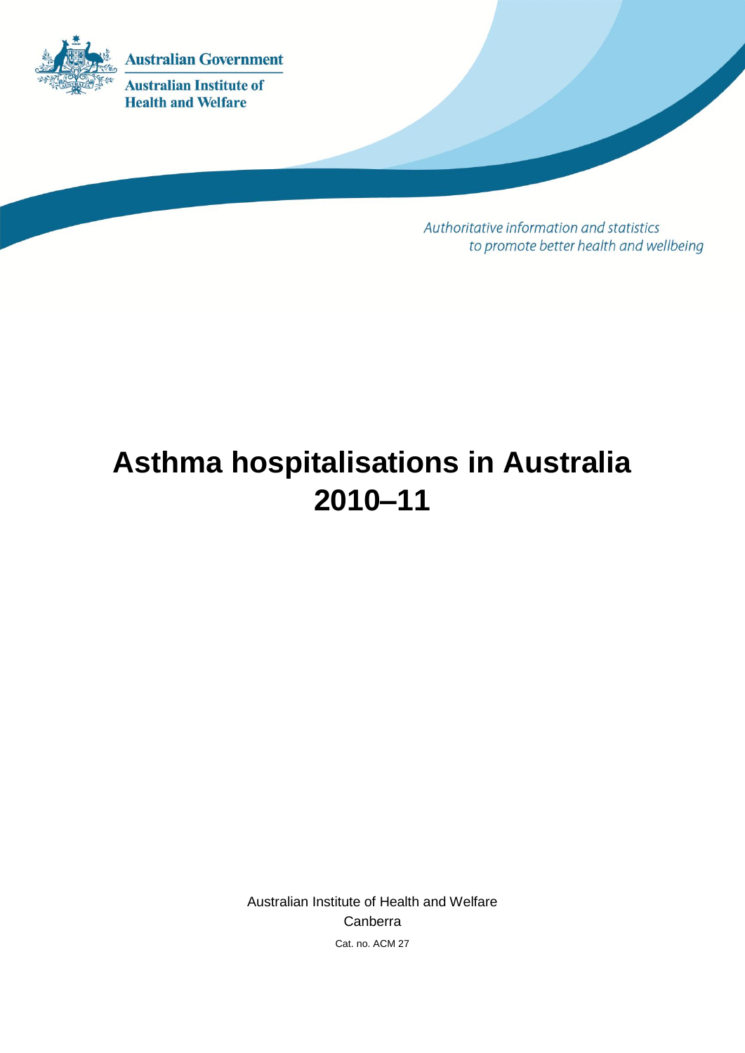Australian Government

Australian Institute of Health and Welfare

*Authoritative information and statistics to promote better health and wellbeing*

# Asthma hospitalisations in Australia 2010–11

Australian Institute of Health and Welfare

Canberra

Cat. no. ACM 27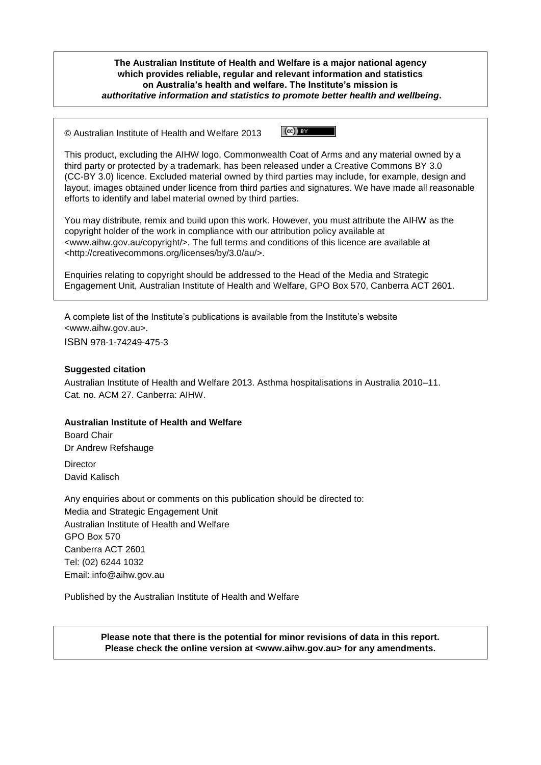**The Australian Institute of Health and Welfare is a major national agency which provides reliable, regular and relevant information and statistics on Australia's health and welfare. The Institute's mission is *authoritative information and statistics to promote better health and wellbeing*.**

© Australian Institute of Health and Welfare 2013

This product, excluding the AIHW logo, Commonwealth Coat of Arms and any material owned by a third party or protected by a trademark, has been released under a Creative Commons BY 3.0 (CC-BY 3.0) licence. Excluded material owned by third parties may include, for example, design and layout, images obtained under licence from third parties and signatures. We have made all reasonable efforts to identify and label material owned by third parties.

You may distribute, remix and build upon this work. However, you must attribute the AIHW as the copyright holder of the work in compliance with our attribution policy available at <www.aihw.gov.au/copyright/>. The full terms and conditions of this licence are available at <http://creativecommons.org/licenses/by/3.0/au/>.

Enquiries relating to copyright should be addressed to the Head of the Media and Strategic Engagement Unit, Australian Institute of Health and Welfare, GPO Box 570, Canberra ACT 2601.

A complete list of the Institute's publications is available from the Institute's website <www.aihw.gov.au>.

ISBN 978-1-74249-475-3

**Suggested citation**

Australian Institute of Health and Welfare 2013. Asthma hospitalisations in Australia 2010–11. Cat. no. ACM 27. Canberra: AIHW.

**Australian Institute of Health and Welfare**

Board Chair
Dr Andrew Refshauge

Director
David Kalisch

Any enquiries about or comments on this publication should be directed to:
Media and Strategic Engagement Unit
Australian Institute of Health and Welfare
GPO Box 570
Canberra ACT 2601
Tel: (02) 6244 1032
Email: info@aihw.gov.au

Published by the Australian Institute of Health and Welfare

**Please note that there is the potential for minor revisions of data in this report. Please check the online version at <www.aihw.gov.au> for any amendments.**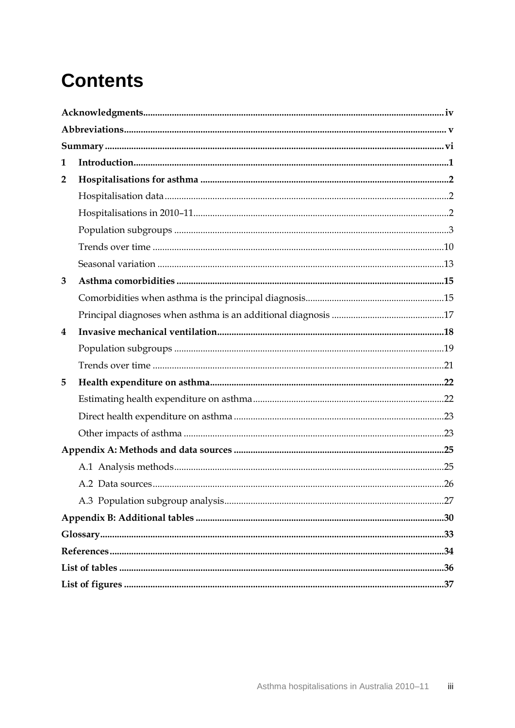# Contents

**Acknowledgments** ..... iv

**Abbreviations** ..... v

**Summary** ..... vi

**1 Introduction** ..... 1

**2 Hospitalisations for asthma** ..... 2

- Hospitalisation data ..... 2
- Hospitalisations in 2010–11 ..... 2
- Population subgroups ..... 3
- Trends over time ..... 10
- Seasonal variation ..... 13

**3 Asthma comorbidities** ..... 15

- Comorbidities when asthma is the principal diagnosis ..... 15
- Principal diagnoses when asthma is an additional diagnosis ..... 17

**4 Invasive mechanical ventilation** ..... 18

- Population subgroups ..... 19
- Trends over time ..... 21

**5 Health expenditure on asthma** ..... 22

- Estimating health expenditure on asthma ..... 22
- Direct health expenditure on asthma ..... 23
- Other impacts of asthma ..... 23

**Appendix A: Methods and data sources** ..... 25

- A.1 Analysis methods ..... 25
- A.2 Data sources ..... 26
- A.3 Population subgroup analysis ..... 27

**Appendix B: Additional tables** ..... 30

**Glossary** ..... 33

**References** ..... 34

**List of tables** ..... 36

**List of figures** ..... 37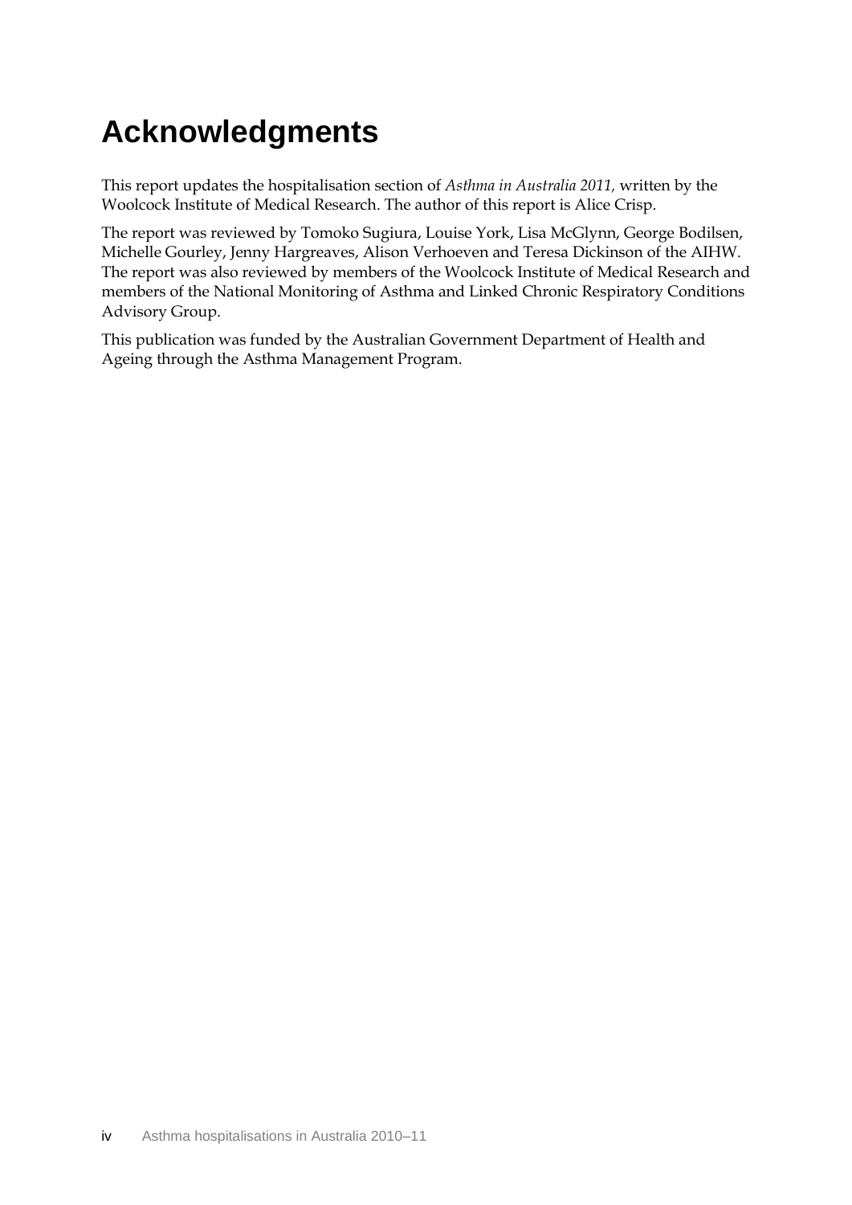# Acknowledgments

This report updates the hospitalisation section of *Asthma in Australia 2011,* written by the Woolcock Institute of Medical Research. The author of this report is Alice Crisp.

The report was reviewed by Tomoko Sugiura, Louise York, Lisa McGlynn, George Bodilsen, Michelle Gourley, Jenny Hargreaves, Alison Verhoeven and Teresa Dickinson of the AIHW. The report was also reviewed by members of the Woolcock Institute of Medical Research and members of the National Monitoring of Asthma and Linked Chronic Respiratory Conditions Advisory Group.

This publication was funded by the Australian Government Department of Health and Ageing through the Asthma Management Program.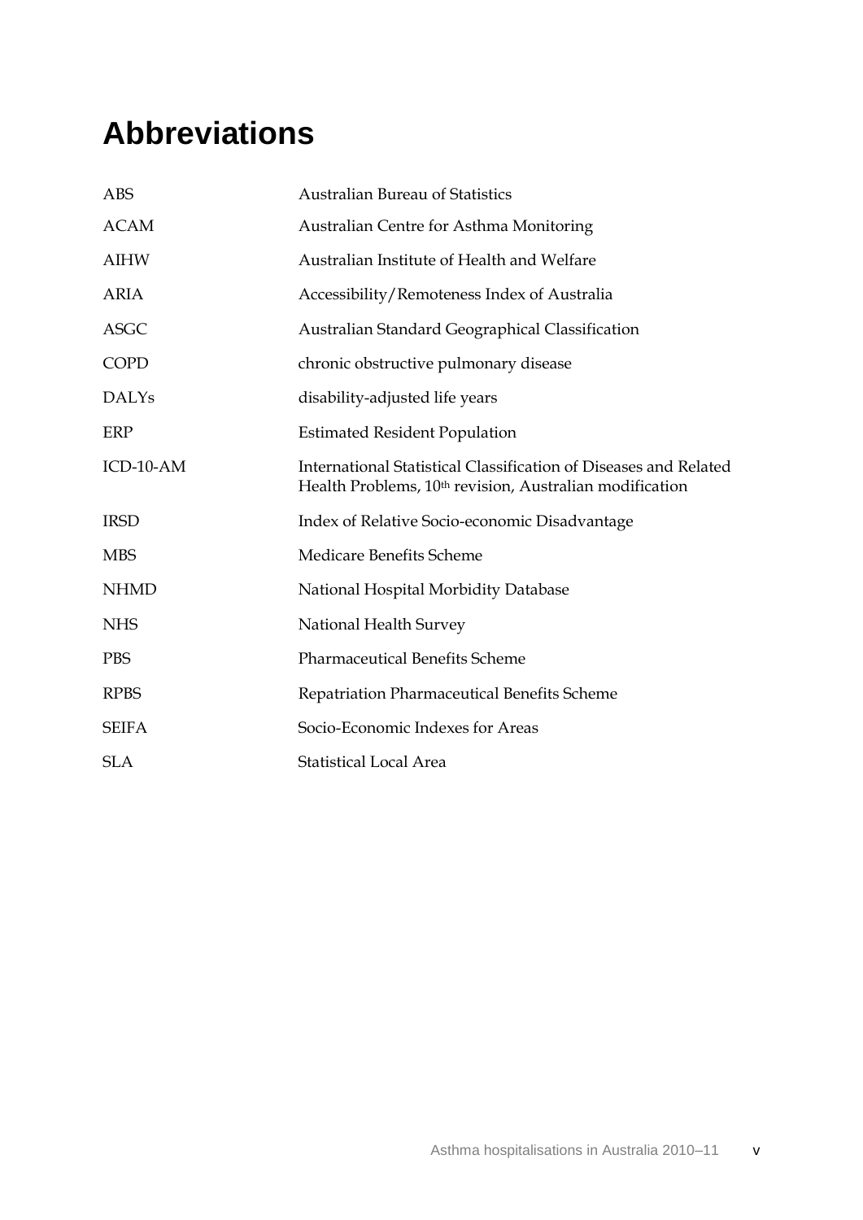# Abbreviations

| | |
|---|---|
| ABS | Australian Bureau of Statistics |
| ACAM | Australian Centre for Asthma Monitoring |
| AIHW | Australian Institute of Health and Welfare |
| ARIA | Accessibility/Remoteness Index of Australia |
| ASGC | Australian Standard Geographical Classification |
| COPD | chronic obstructive pulmonary disease |
| DALYs | disability-adjusted life years |
| ERP | Estimated Resident Population |
| ICD-10-AM | International Statistical Classification of Diseases and Related Health Problems, 10th revision, Australian modification |
| IRSD | Index of Relative Socio-economic Disadvantage |
| MBS | Medicare Benefits Scheme |
| NHMD | National Hospital Morbidity Database |
| NHS | National Health Survey |
| PBS | Pharmaceutical Benefits Scheme |
| RPBS | Repatriation Pharmaceutical Benefits Scheme |
| SEIFA | Socio-Economic Indexes for Areas |
| SLA | Statistical Local Area |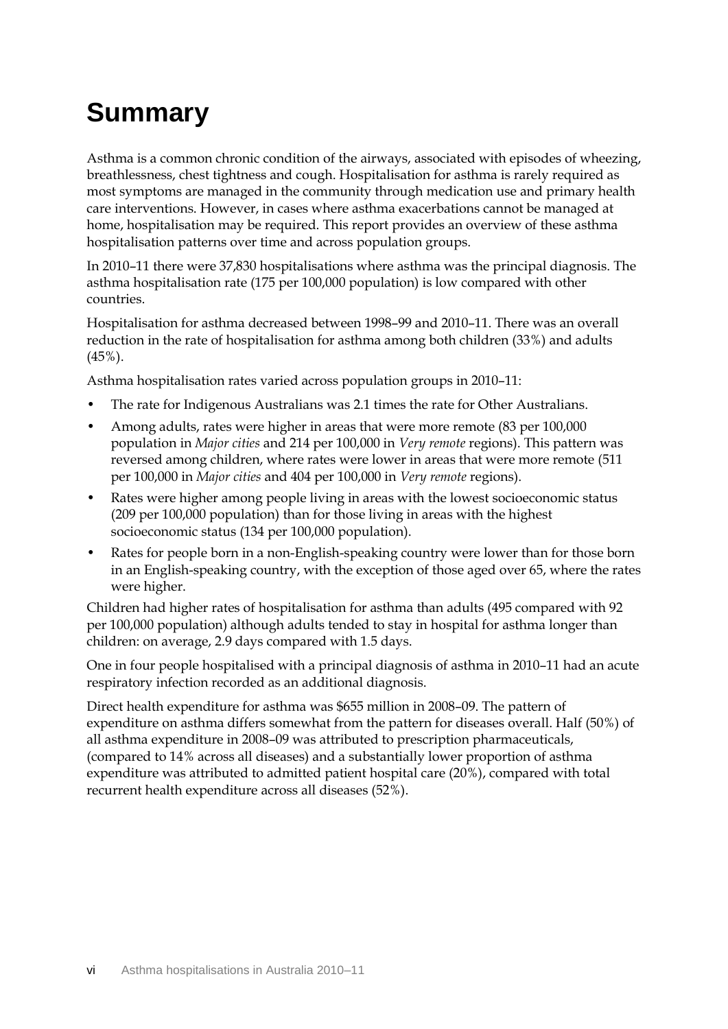# Summary

Asthma is a common chronic condition of the airways, associated with episodes of wheezing, breathlessness, chest tightness and cough. Hospitalisation for asthma is rarely required as most symptoms are managed in the community through medication use and primary health care interventions. However, in cases where asthma exacerbations cannot be managed at home, hospitalisation may be required. This report provides an overview of these asthma hospitalisation patterns over time and across population groups.

In 2010–11 there were 37,830 hospitalisations where asthma was the principal diagnosis. The asthma hospitalisation rate (175 per 100,000 population) is low compared with other countries.

Hospitalisation for asthma decreased between 1998–99 and 2010–11. There was an overall reduction in the rate of hospitalisation for asthma among both children (33%) and adults (45%).

Asthma hospitalisation rates varied across population groups in 2010–11:

- The rate for Indigenous Australians was 2.1 times the rate for Other Australians.
- Among adults, rates were higher in areas that were more remote (83 per 100,000 population in *Major cities* and 214 per 100,000 in *Very remote* regions). This pattern was reversed among children, where rates were lower in areas that were more remote (511 per 100,000 in *Major cities* and 404 per 100,000 in *Very remote* regions).
- Rates were higher among people living in areas with the lowest socioeconomic status (209 per 100,000 population) than for those living in areas with the highest socioeconomic status (134 per 100,000 population).
- Rates for people born in a non-English-speaking country were lower than for those born in an English-speaking country, with the exception of those aged over 65, where the rates were higher.

Children had higher rates of hospitalisation for asthma than adults (495 compared with 92 per 100,000 population) although adults tended to stay in hospital for asthma longer than children: on average, 2.9 days compared with 1.5 days.

One in four people hospitalised with a principal diagnosis of asthma in 2010–11 had an acute respiratory infection recorded as an additional diagnosis.

Direct health expenditure for asthma was $655 million in 2008–09. The pattern of expenditure on asthma differs somewhat from the pattern for diseases overall. Half (50%) of all asthma expenditure in 2008–09 was attributed to prescription pharmaceuticals, (compared to 14% across all diseases) and a substantially lower proportion of asthma expenditure was attributed to admitted patient hospital care (20%), compared with total recurrent health expenditure across all diseases (52%).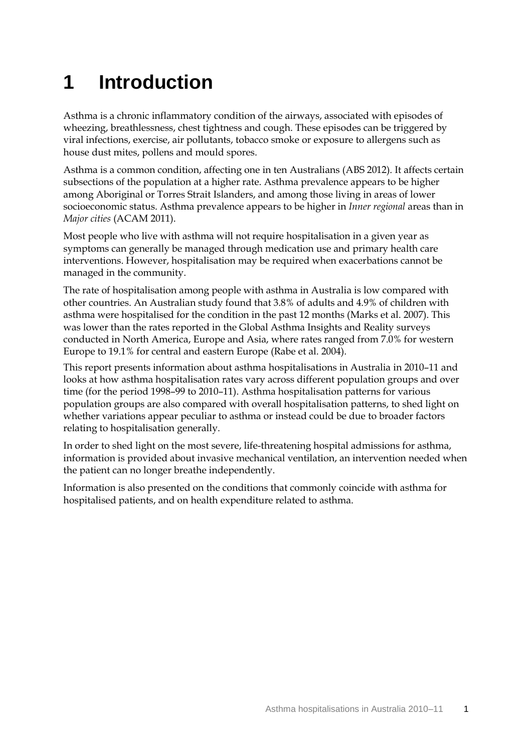# 1 Introduction

Asthma is a chronic inflammatory condition of the airways, associated with episodes of wheezing, breathlessness, chest tightness and cough. These episodes can be triggered by viral infections, exercise, air pollutants, tobacco smoke or exposure to allergens such as house dust mites, pollens and mould spores.

Asthma is a common condition, affecting one in ten Australians (ABS 2012). It affects certain subsections of the population at a higher rate. Asthma prevalence appears to be higher among Aboriginal or Torres Strait Islanders, and among those living in areas of lower socioeconomic status. Asthma prevalence appears to be higher in *Inner regional* areas than in *Major cities* (ACAM 2011).

Most people who live with asthma will not require hospitalisation in a given year as symptoms can generally be managed through medication use and primary health care interventions. However, hospitalisation may be required when exacerbations cannot be managed in the community.

The rate of hospitalisation among people with asthma in Australia is low compared with other countries. An Australian study found that 3.8% of adults and 4.9% of children with asthma were hospitalised for the condition in the past 12 months (Marks et al. 2007). This was lower than the rates reported in the Global Asthma Insights and Reality surveys conducted in North America, Europe and Asia, where rates ranged from 7.0% for western Europe to 19.1% for central and eastern Europe (Rabe et al. 2004).

This report presents information about asthma hospitalisations in Australia in 2010–11 and looks at how asthma hospitalisation rates vary across different population groups and over time (for the period 1998–99 to 2010–11). Asthma hospitalisation patterns for various population groups are also compared with overall hospitalisation patterns, to shed light on whether variations appear peculiar to asthma or instead could be due to broader factors relating to hospitalisation generally.

In order to shed light on the most severe, life-threatening hospital admissions for asthma, information is provided about invasive mechanical ventilation, an intervention needed when the patient can no longer breathe independently.

Information is also presented on the conditions that commonly coincide with asthma for hospitalised patients, and on health expenditure related to asthma.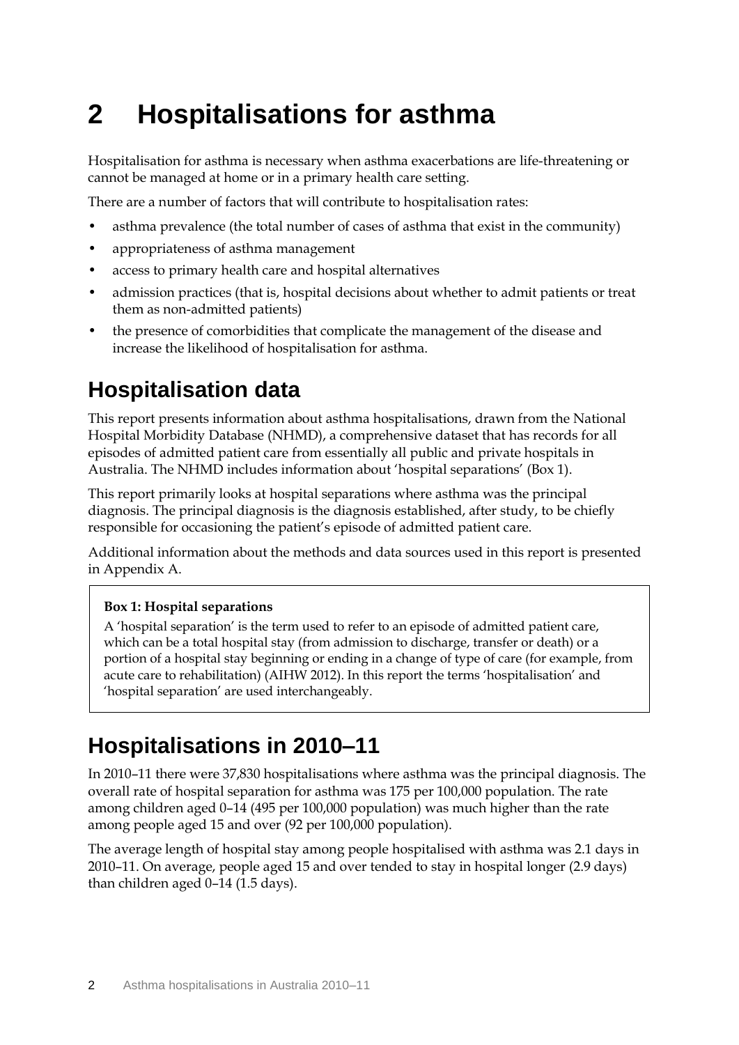# 2 Hospitalisations for asthma

Hospitalisation for asthma is necessary when asthma exacerbations are life-threatening or cannot be managed at home or in a primary health care setting.

There are a number of factors that will contribute to hospitalisation rates:

- asthma prevalence (the total number of cases of asthma that exist in the community)
- appropriateness of asthma management
- access to primary health care and hospital alternatives
- admission practices (that is, hospital decisions about whether to admit patients or treat them as non-admitted patients)
- the presence of comorbidities that complicate the management of the disease and increase the likelihood of hospitalisation for asthma.

## Hospitalisation data

This report presents information about asthma hospitalisations, drawn from the National Hospital Morbidity Database (NHMD), a comprehensive dataset that has records for all episodes of admitted patient care from essentially all public and private hospitals in Australia. The NHMD includes information about 'hospital separations' (Box 1).

This report primarily looks at hospital separations where asthma was the principal diagnosis. The principal diagnosis is the diagnosis established, after study, to be chiefly responsible for occasioning the patient's episode of admitted patient care.

Additional information about the methods and data sources used in this report is presented in Appendix A.

**Box 1: Hospital separations**

A 'hospital separation' is the term used to refer to an episode of admitted patient care, which can be a total hospital stay (from admission to discharge, transfer or death) or a portion of a hospital stay beginning or ending in a change of type of care (for example, from acute care to rehabilitation) (AIHW 2012). In this report the terms 'hospitalisation' and 'hospital separation' are used interchangeably.

## Hospitalisations in 2010–11

In 2010–11 there were 37,830 hospitalisations where asthma was the principal diagnosis. The overall rate of hospital separation for asthma was 175 per 100,000 population. The rate among children aged 0–14 (495 per 100,000 population) was much higher than the rate among people aged 15 and over (92 per 100,000 population).

The average length of hospital stay among people hospitalised with asthma was 2.1 days in 2010–11. On average, people aged 15 and over tended to stay in hospital longer (2.9 days) than children aged 0–14 (1.5 days).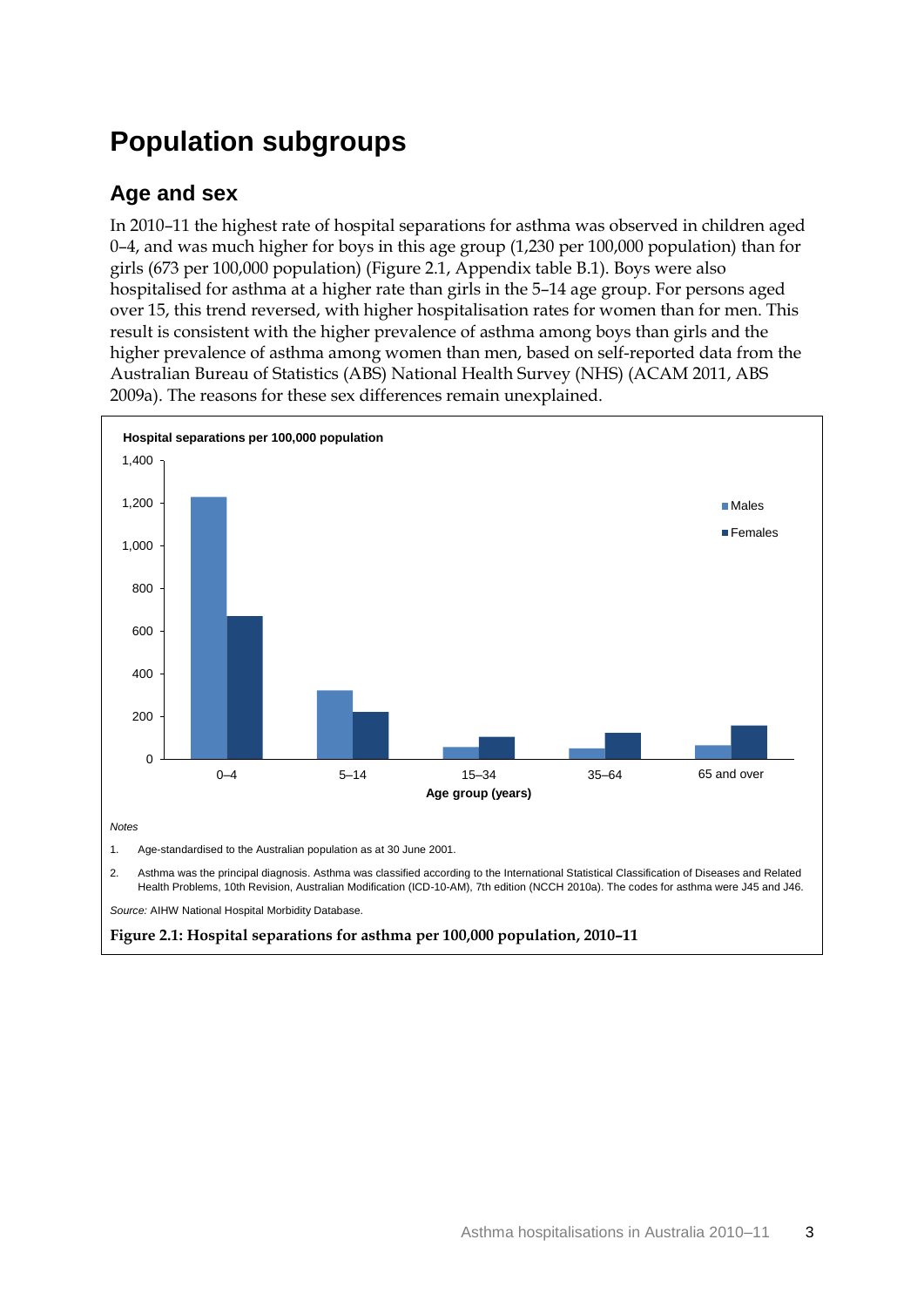# Population subgroups

## Age and sex

In 2010–11 the highest rate of hospital separations for asthma was observed in children aged 0–4, and was much higher for boys in this age group (1,230 per 100,000 population) than for girls (673 per 100,000 population) (Figure 2.1, Appendix table B.1). Boys were also hospitalised for asthma at a higher rate than girls in the 5–14 age group. For persons aged over 15, this trend reversed, with higher hospitalisation rates for women than for men. This result is consistent with the higher prevalence of asthma among boys than girls and the higher prevalence of asthma among women than men, based on self-reported data from the Australian Bureau of Statistics (ABS) National Health Survey (NHS) (ACAM 2011, ABS 2009a). The reasons for these sex differences remain unexplained.

*Notes*

1. Age-standardised to the Australian population as at 30 June 2001.
2. Asthma was the principal diagnosis. Asthma was classified according to the International Statistical Classification of Diseases and Related Health Problems, 10th Revision, Australian Modification (ICD-10-AM), 7th edition (NCCH 2010a). The codes for asthma were J45 and J46.

*Source:* AIHW National Hospital Morbidity Database.

**Figure 2.1: Hospital separations for asthma per 100,000 population, 2010–11**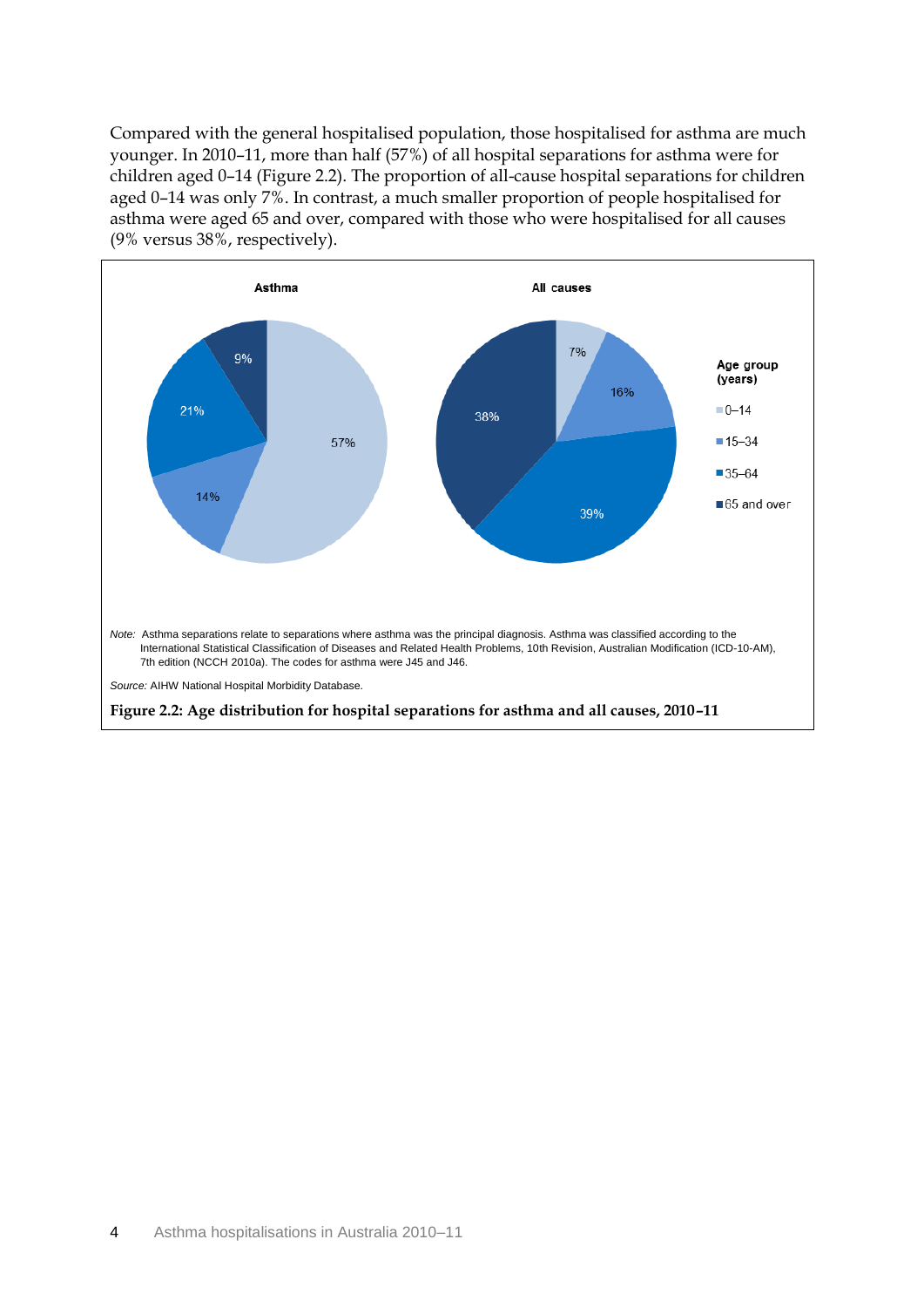Compared with the general hospitalised population, those hospitalised for asthma are much younger. In 2010–11, more than half (57%) of all hospital separations for asthma were for children aged 0–14 (Figure 2.2). The proportion of all-cause hospital separations for children aged 0–14 was only 7%. In contrast, a much smaller proportion of people hospitalised for asthma were aged 65 and over, compared with those who were hospitalised for all causes (9% versus 38%, respectively).

| Age group (years) | Asthma | All causes |
|---|---|---|
| 0–14 | 57% | 7% |
| 15–34 | 14% | 16% |
| 35–64 | 21% | 39% |
| 65 and over | 9% | 38% |

*Note:* Asthma separations relate to separations where asthma was the principal diagnosis. Asthma was classified according to the International Statistical Classification of Diseases and Related Health Problems, 10th Revision, Australian Modification (ICD-10-AM), 7th edition (NCCH 2010a). The codes for asthma were J45 and J46.

*Source:* AIHW National Hospital Morbidity Database.

**Figure 2.2: Age distribution for hospital separations for asthma and all causes, 2010–11**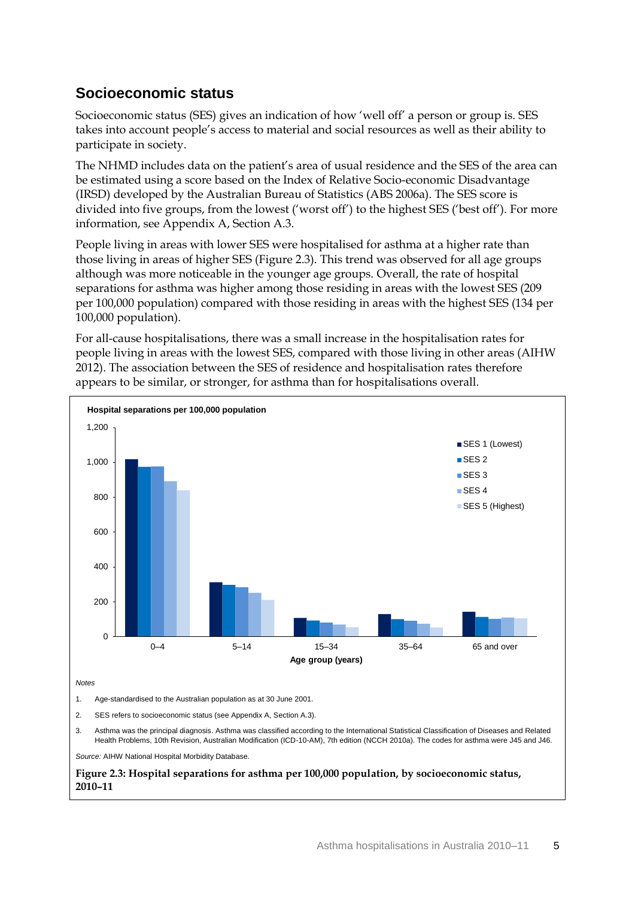## Socioeconomic status

Socioeconomic status (SES) gives an indication of how 'well off' a person or group is. SES takes into account people's access to material and social resources as well as their ability to participate in society.

The NHMD includes data on the patient's area of usual residence and the SES of the area can be estimated using a score based on the Index of Relative Socio-economic Disadvantage (IRSD) developed by the Australian Bureau of Statistics (ABS 2006a). The SES score is divided into five groups, from the lowest ('worst off') to the highest SES ('best off'). For more information, see Appendix A, Section A.3.

People living in areas with lower SES were hospitalised for asthma at a higher rate than those living in areas of higher SES (Figure 2.3). This trend was observed for all age groups although was more noticeable in the younger age groups. Overall, the rate of hospital separations for asthma was higher among those residing in areas with the lowest SES (209 per 100,000 population) compared with those residing in areas with the highest SES (134 per 100,000 population).

For all-cause hospitalisations, there was a small increase in the hospitalisation rates for people living in areas with the lowest SES, compared with those living in other areas (AIHW 2012). The association between the SES of residence and hospitalisation rates therefore appears to be similar, or stronger, for asthma than for hospitalisations overall.

*Notes*

1. Age-standardised to the Australian population as at 30 June 2001.
2. SES refers to socioeconomic status (see Appendix A, Section A.3).
3. Asthma was the principal diagnosis. Asthma was classified according to the International Statistical Classification of Diseases and Related Health Problems, 10th Revision, Australian Modification (ICD-10-AM), 7th edition (NCCH 2010a). The codes for asthma were J45 and J46.

*Source:* AIHW National Hospital Morbidity Database.

**Figure 2.3: Hospital separations for asthma per 100,000 population, by socioeconomic status, 2010–11**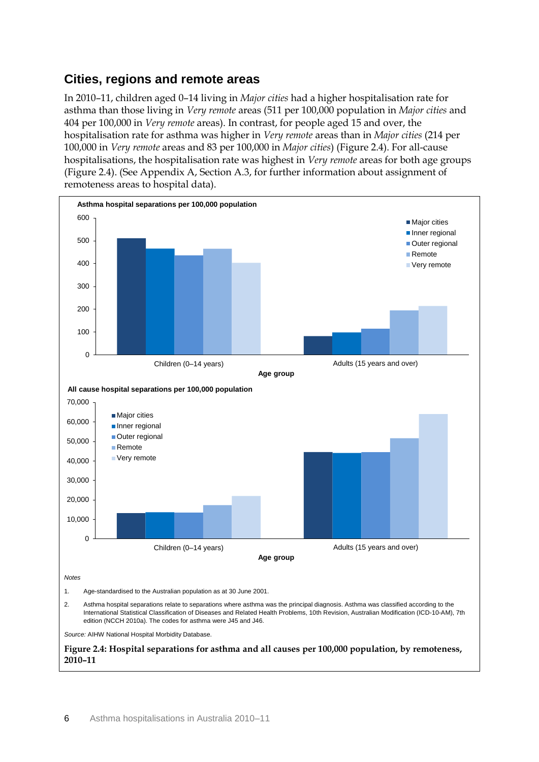## Cities, regions and remote areas

In 2010–11, children aged 0–14 living in *Major cities* had a higher hospitalisation rate for asthma than those living in *Very remote* areas (511 per 100,000 population in *Major cities* and 404 per 100,000 in *Very remote* areas). In contrast, for people aged 15 and over, the hospitalisation rate for asthma was higher in *Very remote* areas than in *Major cities* (214 per 100,000 in *Very remote* areas and 83 per 100,000 in *Major cities*) (Figure 2.4). For all-cause hospitalisations, the hospitalisation rate was highest in *Very remote* areas for both age groups (Figure 2.4). (See Appendix A, Section A.3, for further information about assignment of remoteness areas to hospital data).

*Notes*

1. Age-standardised to the Australian population as at 30 June 2001.
2. Asthma hospital separations relate to separations where asthma was the principal diagnosis. Asthma was classified according to the International Statistical Classification of Diseases and Related Health Problems, 10th Revision, Australian Modification (ICD-10-AM), 7th edition (NCCH 2010a). The codes for asthma were J45 and J46.

*Source:* AIHW National Hospital Morbidity Database.

**Figure 2.4: Hospital separations for asthma and all causes per 100,000 population, by remoteness, 2010–11**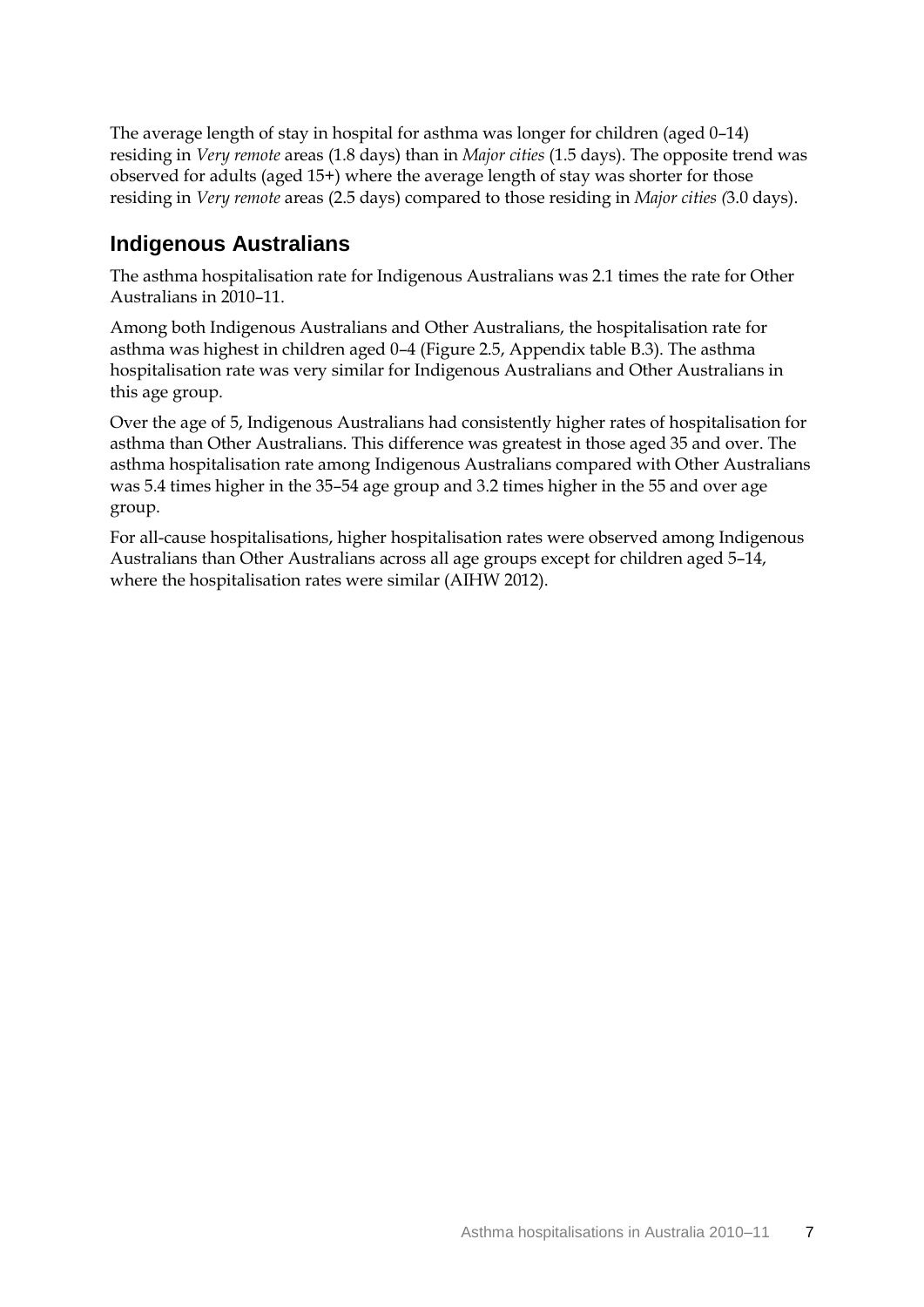The average length of stay in hospital for asthma was longer for children (aged 0–14) residing in *Very remote* areas (1.8 days) than in *Major cities* (1.5 days). The opposite trend was observed for adults (aged 15+) where the average length of stay was shorter for those residing in *Very remote* areas (2.5 days) compared to those residing in *Major cities (*3.0 days).

## Indigenous Australians

The asthma hospitalisation rate for Indigenous Australians was 2.1 times the rate for Other Australians in 2010–11.

Among both Indigenous Australians and Other Australians, the hospitalisation rate for asthma was highest in children aged 0–4 (Figure 2.5, Appendix table B.3). The asthma hospitalisation rate was very similar for Indigenous Australians and Other Australians in this age group.

Over the age of 5, Indigenous Australians had consistently higher rates of hospitalisation for asthma than Other Australians. This difference was greatest in those aged 35 and over. The asthma hospitalisation rate among Indigenous Australians compared with Other Australians was 5.4 times higher in the 35–54 age group and 3.2 times higher in the 55 and over age group.

For all-cause hospitalisations, higher hospitalisation rates were observed among Indigenous Australians than Other Australians across all age groups except for children aged 5–14, where the hospitalisation rates were similar (AIHW 2012).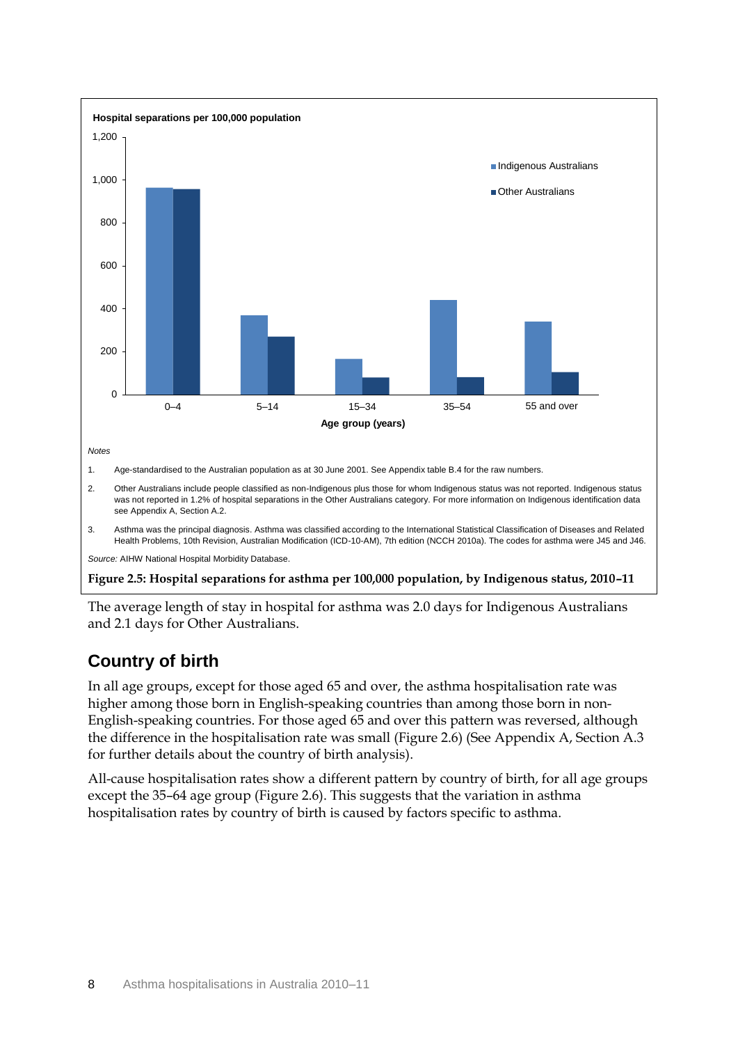Hospital separations per 100,000 population

*Notes*

1. Age-standardised to the Australian population as at 30 June 2001. See Appendix table B.4 for the raw numbers.
2. Other Australians include people classified as non-Indigenous plus those for whom Indigenous status was not reported. Indigenous status was not reported in 1.2% of hospital separations in the Other Australians category. For more information on Indigenous identification data see Appendix A, Section A.2.
3. Asthma was the principal diagnosis. Asthma was classified according to the International Statistical Classification of Diseases and Related Health Problems, 10th Revision, Australian Modification (ICD-10-AM), 7th edition (NCCH 2010a). The codes for asthma were J45 and J46.

*Source:* AIHW National Hospital Morbidity Database.

**Figure 2.5: Hospital separations for asthma per 100,000 population, by Indigenous status, 2010–11**

The average length of stay in hospital for asthma was 2.0 days for Indigenous Australians and 2.1 days for Other Australians.

## Country of birth

In all age groups, except for those aged 65 and over, the asthma hospitalisation rate was higher among those born in English-speaking countries than among those born in non-English-speaking countries. For those aged 65 and over this pattern was reversed, although the difference in the hospitalisation rate was small (Figure 2.6) (See Appendix A, Section A.3 for further details about the country of birth analysis).

All-cause hospitalisation rates show a different pattern by country of birth, for all age groups except the 35–64 age group (Figure 2.6). This suggests that the variation in asthma hospitalisation rates by country of birth is caused by factors specific to asthma.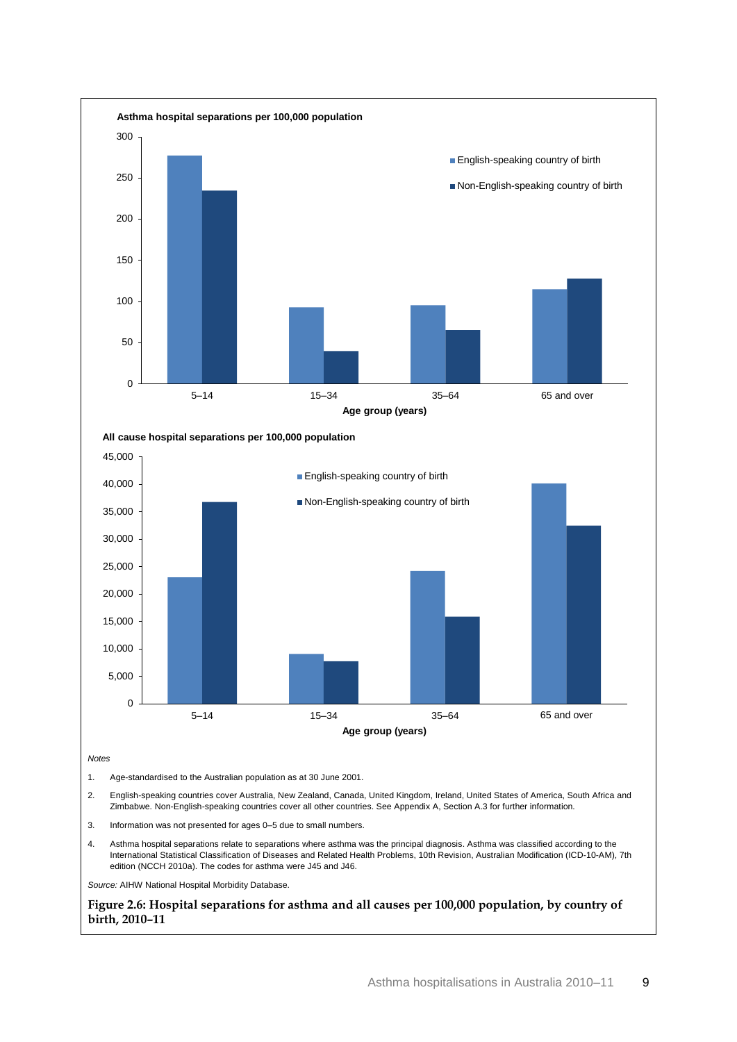**Asthma hospital separations per 100,000 population**

**Age group (years)**: 5–14, 15–34, 35–64, 65 and over

Legend: English-speaking country of birth; Non-English-speaking country of birth

**All cause hospital separations per 100,000 population**

**Age group (years)**: 5–14, 15–34, 35–64, 65 and over

Legend: English-speaking country of birth; Non-English-speaking country of birth

*Notes*

1. Age-standardised to the Australian population as at 30 June 2001.
2. English-speaking countries cover Australia, New Zealand, Canada, United Kingdom, Ireland, United States of America, South Africa and Zimbabwe. Non-English-speaking countries cover all other countries. See Appendix A, Section A.3 for further information.
3. Information was not presented for ages 0–5 due to small numbers.
4. Asthma hospital separations relate to separations where asthma was the principal diagnosis. Asthma was classified according to the International Statistical Classification of Diseases and Related Health Problems, 10th Revision, Australian Modification (ICD-10-AM), 7th edition (NCCH 2010a). The codes for asthma were J45 and J46.

*Source:* AIHW National Hospital Morbidity Database.

**Figure 2.6: Hospital separations for asthma and all causes per 100,000 population, by country of birth, 2010–11**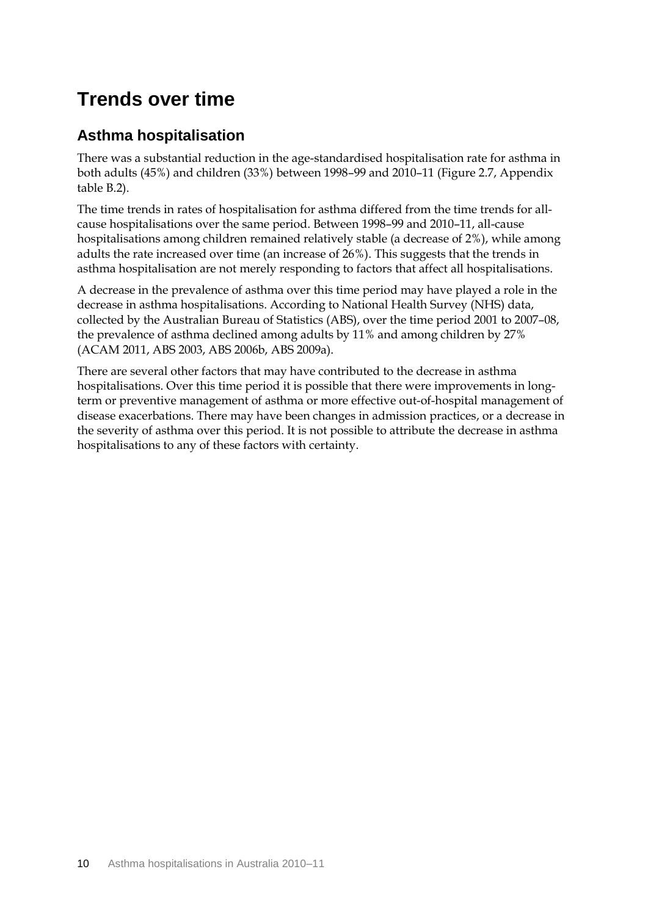# Trends over time

## Asthma hospitalisation

There was a substantial reduction in the age-standardised hospitalisation rate for asthma in both adults (45%) and children (33%) between 1998–99 and 2010–11 (Figure 2.7, Appendix table B.2).

The time trends in rates of hospitalisation for asthma differed from the time trends for all-cause hospitalisations over the same period. Between 1998–99 and 2010–11, all-cause hospitalisations among children remained relatively stable (a decrease of 2%), while among adults the rate increased over time (an increase of 26%). This suggests that the trends in asthma hospitalisation are not merely responding to factors that affect all hospitalisations.

A decrease in the prevalence of asthma over this time period may have played a role in the decrease in asthma hospitalisations. According to National Health Survey (NHS) data, collected by the Australian Bureau of Statistics (ABS), over the time period 2001 to 2007–08, the prevalence of asthma declined among adults by 11% and among children by 27% (ACAM 2011, ABS 2003, ABS 2006b, ABS 2009a).

There are several other factors that may have contributed to the decrease in asthma hospitalisations. Over this time period it is possible that there were improvements in long-term or preventive management of asthma or more effective out-of-hospital management of disease exacerbations. There may have been changes in admission practices, or a decrease in the severity of asthma over this period. It is not possible to attribute the decrease in asthma hospitalisations to any of these factors with certainty.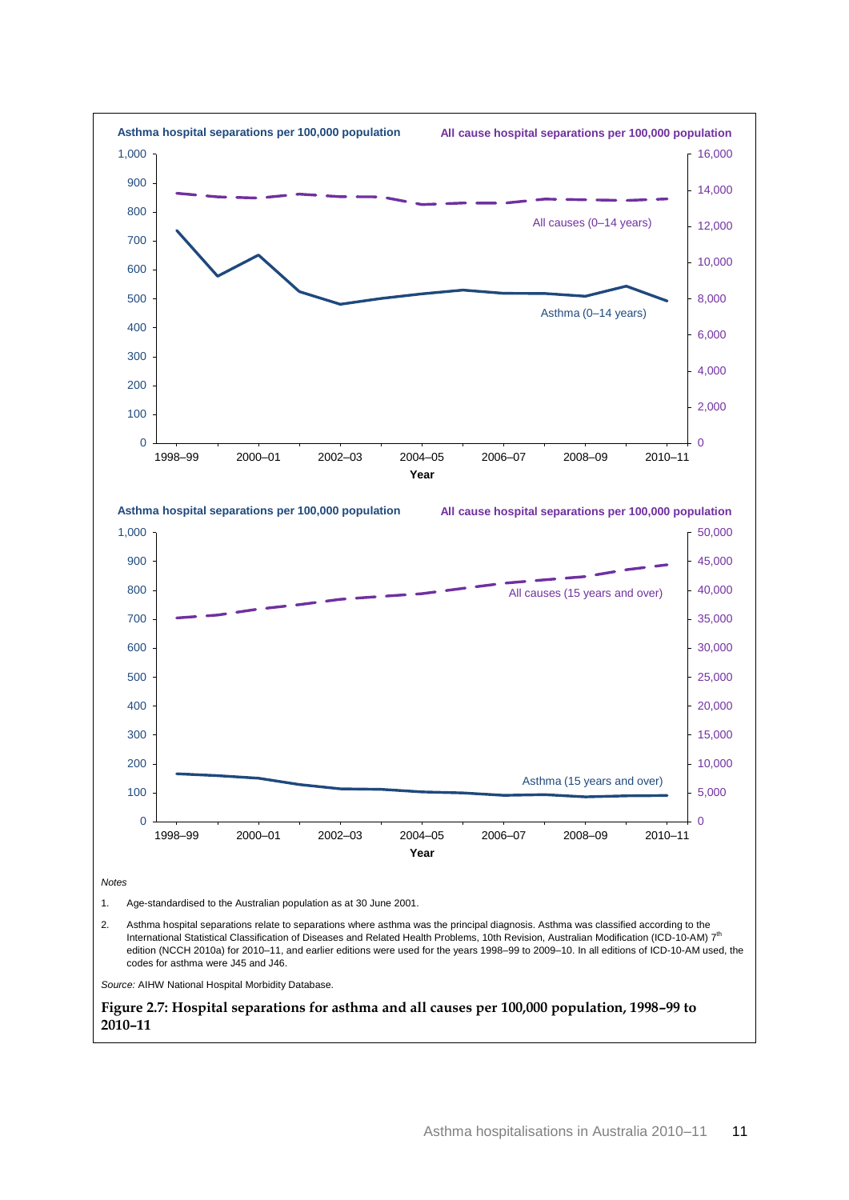*Notes*

1. Age-standardised to the Australian population as at 30 June 2001.

2. Asthma hospital separations relate to separations where asthma was the principal diagnosis. Asthma was classified according to the International Statistical Classification of Diseases and Related Health Problems, 10th Revision, Australian Modification (ICD-10-AM) 7th edition (NCCH 2010a) for 2010–11, and earlier editions were used for the years 1998–99 to 2009–10. In all editions of ICD-10-AM used, the codes for asthma were J45 and J46.

*Source:* AIHW National Hospital Morbidity Database.

**Figure 2.7: Hospital separations for asthma and all causes per 100,000 population, 1998–99 to 2010–11**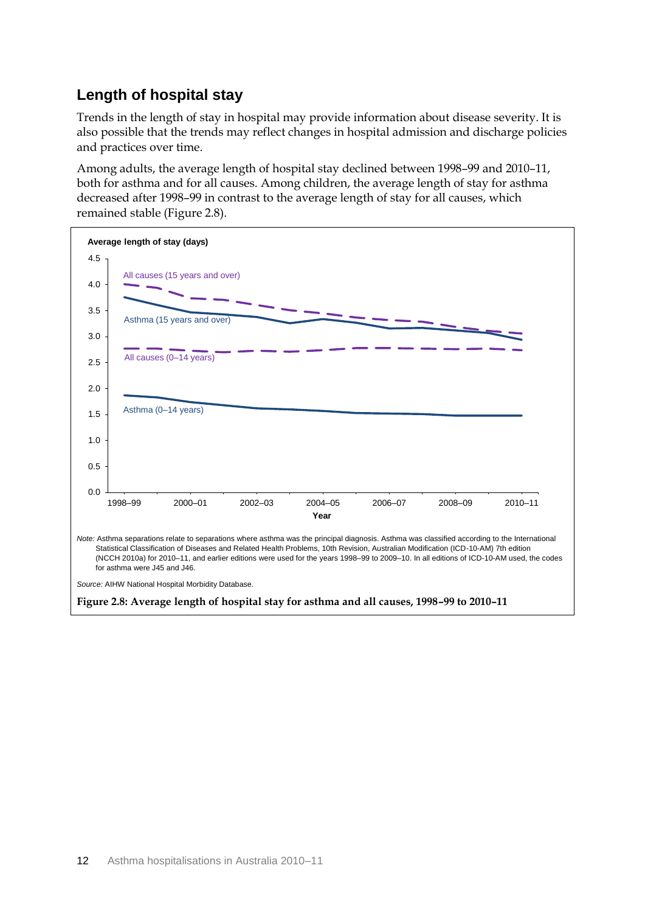## Length of hospital stay

Trends in the length of stay in hospital may provide information about disease severity. It is also possible that the trends may reflect changes in hospital admission and discharge policies and practices over time.

Among adults, the average length of hospital stay declined between 1998–99 and 2010–11, both for asthma and for all causes. Among children, the average length of stay for asthma decreased after 1998–99 in contrast to the average length of stay for all causes, which remained stable (Figure 2.8).

*Note:* Asthma separations relate to separations where asthma was the principal diagnosis. Asthma was classified according to the International Statistical Classification of Diseases and Related Health Problems, 10th Revision, Australian Modification (ICD-10-AM) 7th edition (NCCH 2010a) for 2010–11, and earlier editions were used for the years 1998–99 to 2009–10. In all editions of ICD-10-AM used, the codes for asthma were J45 and J46.

*Source:* AIHW National Hospital Morbidity Database.

**Figure 2.8: Average length of hospital stay for asthma and all causes, 1998–99 to 2010–11**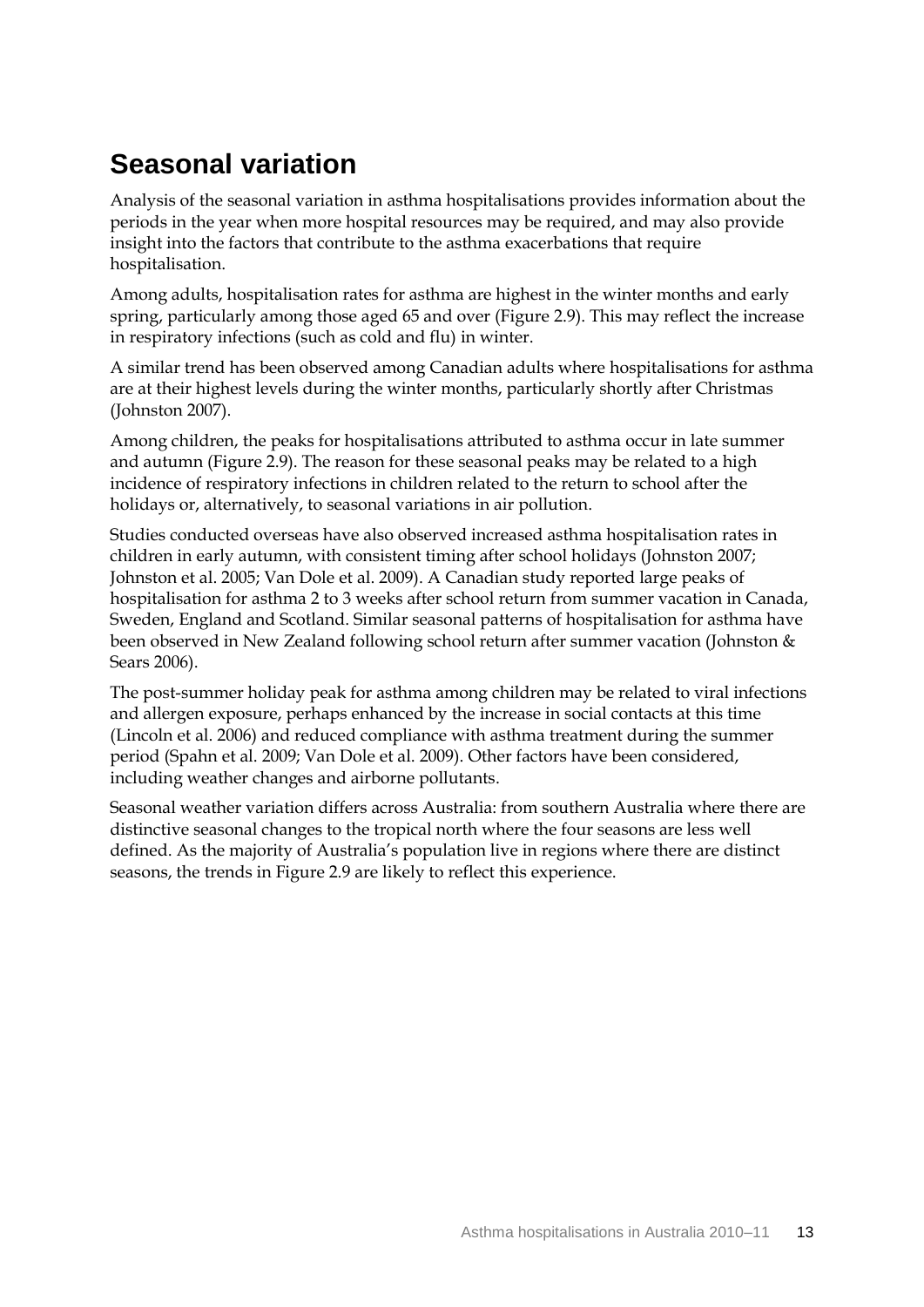## Seasonal variation

Analysis of the seasonal variation in asthma hospitalisations provides information about the periods in the year when more hospital resources may be required, and may also provide insight into the factors that contribute to the asthma exacerbations that require hospitalisation.

Among adults, hospitalisation rates for asthma are highest in the winter months and early spring, particularly among those aged 65 and over (Figure 2.9). This may reflect the increase in respiratory infections (such as cold and flu) in winter.

A similar trend has been observed among Canadian adults where hospitalisations for asthma are at their highest levels during the winter months, particularly shortly after Christmas (Johnston 2007).

Among children, the peaks for hospitalisations attributed to asthma occur in late summer and autumn (Figure 2.9). The reason for these seasonal peaks may be related to a high incidence of respiratory infections in children related to the return to school after the holidays or, alternatively, to seasonal variations in air pollution.

Studies conducted overseas have also observed increased asthma hospitalisation rates in children in early autumn, with consistent timing after school holidays (Johnston 2007; Johnston et al. 2005; Van Dole et al. 2009). A Canadian study reported large peaks of hospitalisation for asthma 2 to 3 weeks after school return from summer vacation in Canada, Sweden, England and Scotland. Similar seasonal patterns of hospitalisation for asthma have been observed in New Zealand following school return after summer vacation (Johnston & Sears 2006).

The post-summer holiday peak for asthma among children may be related to viral infections and allergen exposure, perhaps enhanced by the increase in social contacts at this time (Lincoln et al. 2006) and reduced compliance with asthma treatment during the summer period (Spahn et al. 2009; Van Dole et al. 2009). Other factors have been considered, including weather changes and airborne pollutants.

Seasonal weather variation differs across Australia: from southern Australia where there are distinctive seasonal changes to the tropical north where the four seasons are less well defined. As the majority of Australia's population live in regions where there are distinct seasons, the trends in Figure 2.9 are likely to reflect this experience.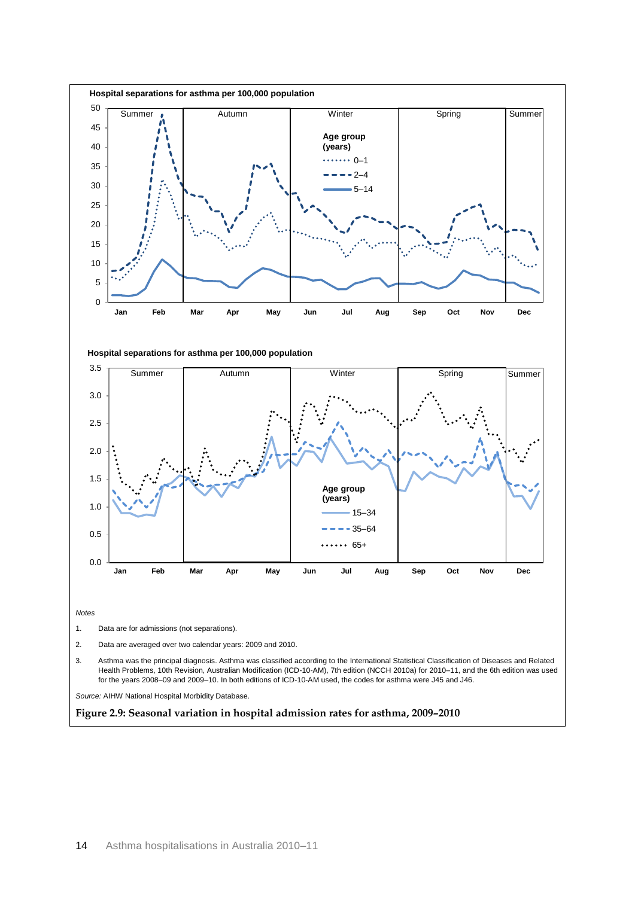Hospital separations for asthma per 100,000 population

Summer | Autumn | Winter | Spring | Summer

Age group (years): 0–1, 2–4, 5–14

Jan Feb Mar Apr May Jun Jul Aug Sep Oct Nov Dec

Hospital separations for asthma per 100,000 population

Summer | Autumn | Winter | Spring | Summer

Age group (years): 15–34, 35–64, 65+

Jan Feb Mar Apr May Jun Jul Aug Sep Oct Nov Dec

*Notes*

1. Data are for admissions (not separations).
2. Data are averaged over two calendar years: 2009 and 2010.
3. Asthma was the principal diagnosis. Asthma was classified according to the International Statistical Classification of Diseases and Related Health Problems, 10th Revision, Australian Modification (ICD-10-AM), 7th edition (NCCH 2010a) for 2010–11, and the 6th edition was used for the years 2008–09 and 2009–10. In both editions of ICD-10-AM used, the codes for asthma were J45 and J46.

*Source:* AIHW National Hospital Morbidity Database.

**Figure 2.9: Seasonal variation in hospital admission rates for asthma, 2009–2010**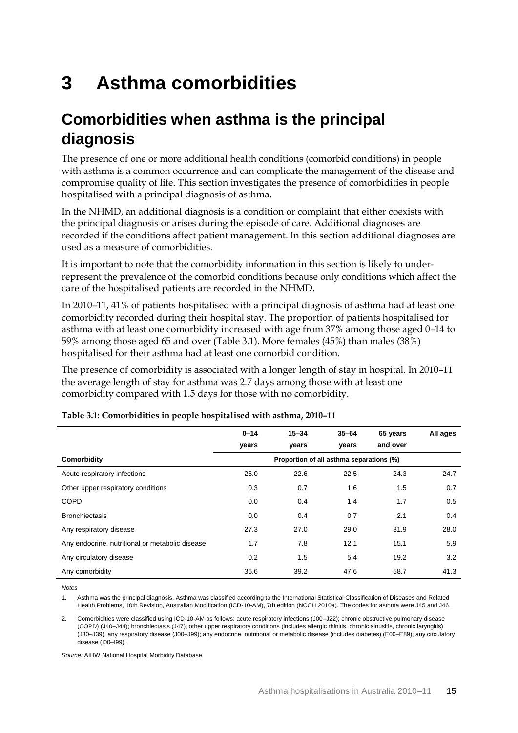# 3 Asthma comorbidities

## Comorbidities when asthma is the principal diagnosis

The presence of one or more additional health conditions (comorbid conditions) in people with asthma is a common occurrence and can complicate the management of the disease and compromise quality of life. This section investigates the presence of comorbidities in people hospitalised with a principal diagnosis of asthma.

In the NHMD, an additional diagnosis is a condition or complaint that either coexists with the principal diagnosis or arises during the episode of care. Additional diagnoses are recorded if the conditions affect patient management. In this section additional diagnoses are used as a measure of comorbidities.

It is important to note that the comorbidity information in this section is likely to under-represent the prevalence of the comorbid conditions because only conditions which affect the care of the hospitalised patients are recorded in the NHMD.

In 2010–11, 41% of patients hospitalised with a principal diagnosis of asthma had at least one comorbidity recorded during their hospital stay. The proportion of patients hospitalised for asthma with at least one comorbidity increased with age from 37% among those aged 0–14 to 59% among those aged 65 and over (Table 3.1). More females (45%) than males (38%) hospitalised for their asthma had at least one comorbid condition.

The presence of comorbidity is associated with a longer length of stay in hospital. In 2010–11 the average length of stay for asthma was 2.7 days among those with at least one comorbidity compared with 1.5 days for those with no comorbidity.

**Table 3.1: Comorbidities in people hospitalised with asthma, 2010–11**

| Comorbidity | 0–14 years | 15–34 years | 35–64 years | 65 years and over | All ages |
|---|---|---|---|---|---|
| | Proportion of all asthma separations (%) | | | | |
| Acute respiratory infections | 26.0 | 22.6 | 22.5 | 24.3 | 24.7 |
| Other upper respiratory conditions | 0.3 | 0.7 | 1.6 | 1.5 | 0.7 |
| COPD | 0.0 | 0.4 | 1.4 | 1.7 | 0.5 |
| Bronchiectasis | 0.0 | 0.4 | 0.7 | 2.1 | 0.4 |
| Any respiratory disease | 27.3 | 27.0 | 29.0 | 31.9 | 28.0 |
| Any endocrine, nutritional or metabolic disease | 1.7 | 7.8 | 12.1 | 15.1 | 5.9 |
| Any circulatory disease | 0.2 | 1.5 | 5.4 | 19.2 | 3.2 |
| Any comorbidity | 36.6 | 39.2 | 47.6 | 58.7 | 41.3 |

*Notes*

1. Asthma was the principal diagnosis. Asthma was classified according to the International Statistical Classification of Diseases and Related Health Problems, 10th Revision, Australian Modification (ICD-10-AM), 7th edition (NCCH 2010a). The codes for asthma were J45 and J46.

2. Comorbidities were classified using ICD-10-AM as follows: acute respiratory infections (J00–J22); chronic obstructive pulmonary disease (COPD) (J40–J44); bronchiectasis (J47); other upper respiratory conditions (includes allergic rhinitis, chronic sinusitis, chronic laryngitis) (J30–J39); any respiratory disease (J00–J99); any endocrine, nutritional or metabolic disease (includes diabetes) (E00–E89); any circulatory disease (I00–I99).

*Source:* AIHW National Hospital Morbidity Database.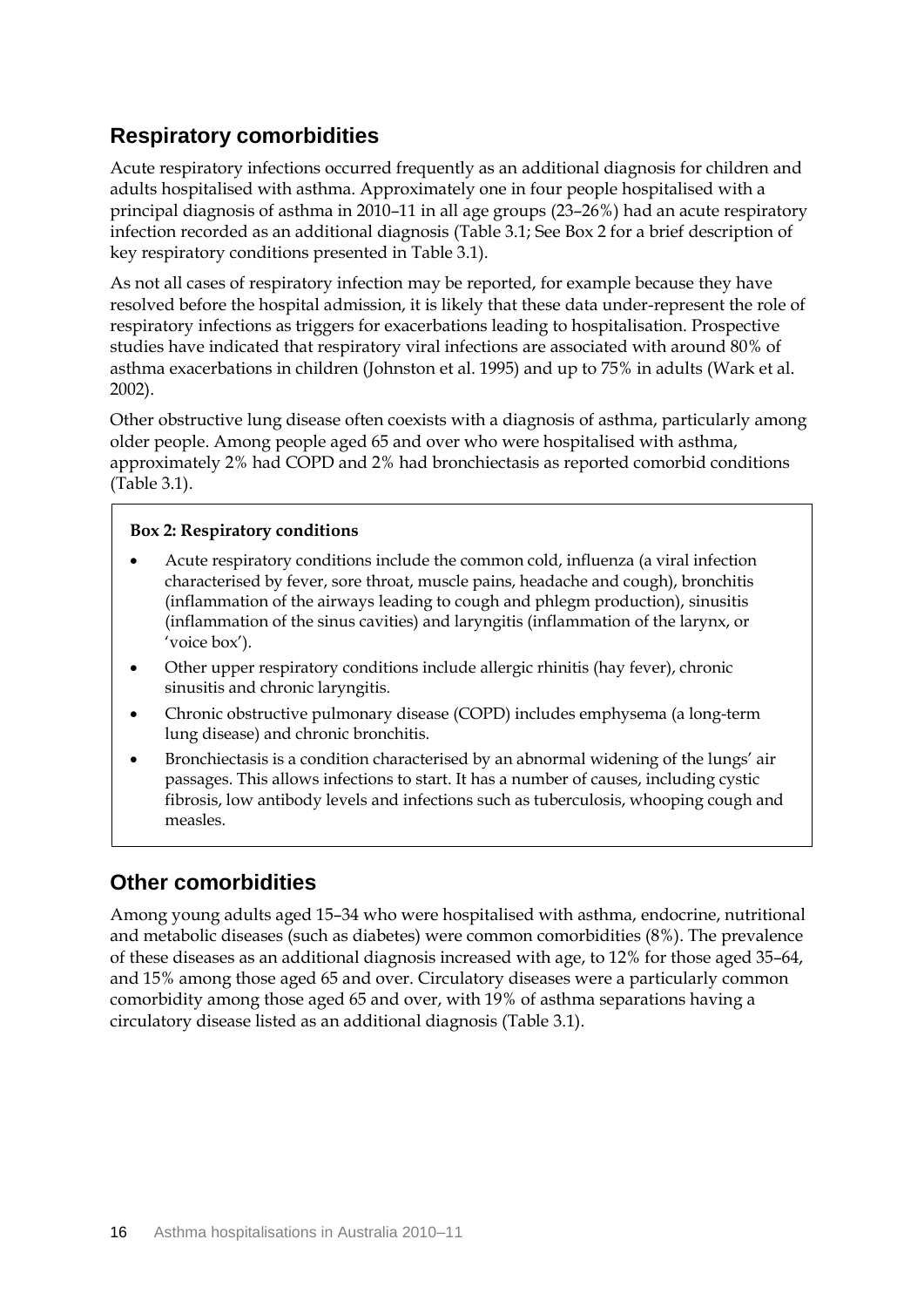## Respiratory comorbidities

Acute respiratory infections occurred frequently as an additional diagnosis for children and adults hospitalised with asthma. Approximately one in four people hospitalised with a principal diagnosis of asthma in 2010–11 in all age groups (23–26%) had an acute respiratory infection recorded as an additional diagnosis (Table 3.1; See Box 2 for a brief description of key respiratory conditions presented in Table 3.1).

As not all cases of respiratory infection may be reported, for example because they have resolved before the hospital admission, it is likely that these data under-represent the role of respiratory infections as triggers for exacerbations leading to hospitalisation. Prospective studies have indicated that respiratory viral infections are associated with around 80% of asthma exacerbations in children (Johnston et al. 1995) and up to 75% in adults (Wark et al. 2002).

Other obstructive lung disease often coexists with a diagnosis of asthma, particularly among older people. Among people aged 65 and over who were hospitalised with asthma, approximately 2% had COPD and 2% had bronchiectasis as reported comorbid conditions (Table 3.1).

**Box 2: Respiratory conditions**

- Acute respiratory conditions include the common cold, influenza (a viral infection characterised by fever, sore throat, muscle pains, headache and cough), bronchitis (inflammation of the airways leading to cough and phlegm production), sinusitis (inflammation of the sinus cavities) and laryngitis (inflammation of the larynx, or 'voice box').
- Other upper respiratory conditions include allergic rhinitis (hay fever), chronic sinusitis and chronic laryngitis.
- Chronic obstructive pulmonary disease (COPD) includes emphysema (a long-term lung disease) and chronic bronchitis.
- Bronchiectasis is a condition characterised by an abnormal widening of the lungs' air passages. This allows infections to start. It has a number of causes, including cystic fibrosis, low antibody levels and infections such as tuberculosis, whooping cough and measles.

## Other comorbidities

Among young adults aged 15–34 who were hospitalised with asthma, endocrine, nutritional and metabolic diseases (such as diabetes) were common comorbidities (8%). The prevalence of these diseases as an additional diagnosis increased with age, to 12% for those aged 35–64, and 15% among those aged 65 and over. Circulatory diseases were a particularly common comorbidity among those aged 65 and over, with 19% of asthma separations having a circulatory disease listed as an additional diagnosis (Table 3.1).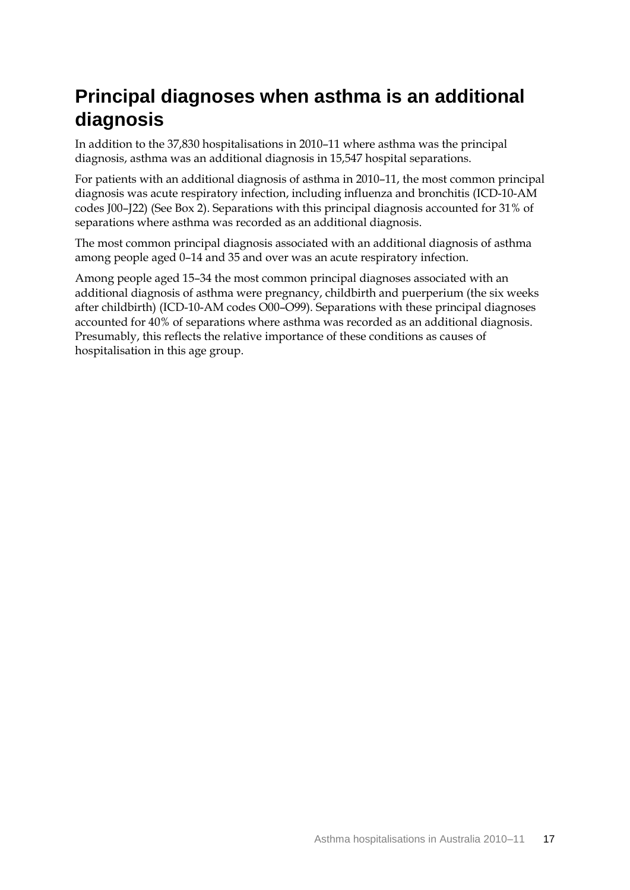# Principal diagnoses when asthma is an additional diagnosis

In addition to the 37,830 hospitalisations in 2010–11 where asthma was the principal diagnosis, asthma was an additional diagnosis in 15,547 hospital separations.

For patients with an additional diagnosis of asthma in 2010–11, the most common principal diagnosis was acute respiratory infection, including influenza and bronchitis (ICD-10-AM codes J00–J22) (See Box 2). Separations with this principal diagnosis accounted for 31% of separations where asthma was recorded as an additional diagnosis.

The most common principal diagnosis associated with an additional diagnosis of asthma among people aged 0–14 and 35 and over was an acute respiratory infection.

Among people aged 15–34 the most common principal diagnoses associated with an additional diagnosis of asthma were pregnancy, childbirth and puerperium (the six weeks after childbirth) (ICD-10-AM codes O00–O99). Separations with these principal diagnoses accounted for 40% of separations where asthma was recorded as an additional diagnosis. Presumably, this reflects the relative importance of these conditions as causes of hospitalisation in this age group.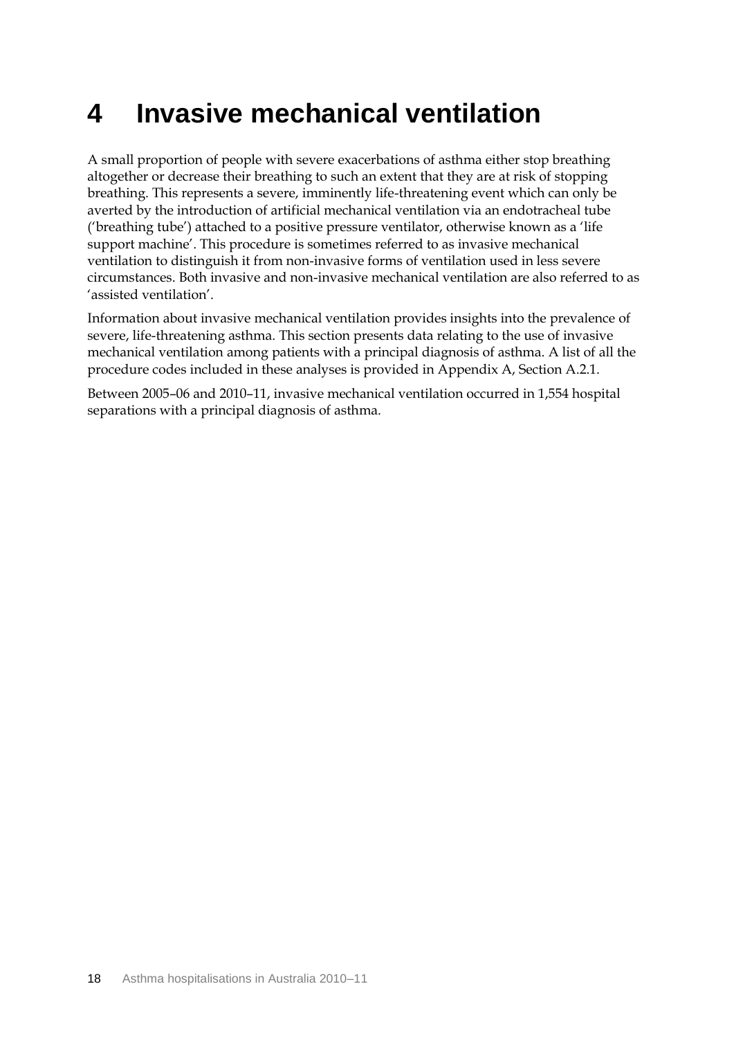# 4 Invasive mechanical ventilation

A small proportion of people with severe exacerbations of asthma either stop breathing altogether or decrease their breathing to such an extent that they are at risk of stopping breathing. This represents a severe, imminently life-threatening event which can only be averted by the introduction of artificial mechanical ventilation via an endotracheal tube ('breathing tube') attached to a positive pressure ventilator, otherwise known as a 'life support machine'. This procedure is sometimes referred to as invasive mechanical ventilation to distinguish it from non-invasive forms of ventilation used in less severe circumstances. Both invasive and non-invasive mechanical ventilation are also referred to as 'assisted ventilation'.

Information about invasive mechanical ventilation provides insights into the prevalence of severe, life-threatening asthma. This section presents data relating to the use of invasive mechanical ventilation among patients with a principal diagnosis of asthma. A list of all the procedure codes included in these analyses is provided in Appendix A, Section A.2.1.

Between 2005–06 and 2010–11, invasive mechanical ventilation occurred in 1,554 hospital separations with a principal diagnosis of asthma.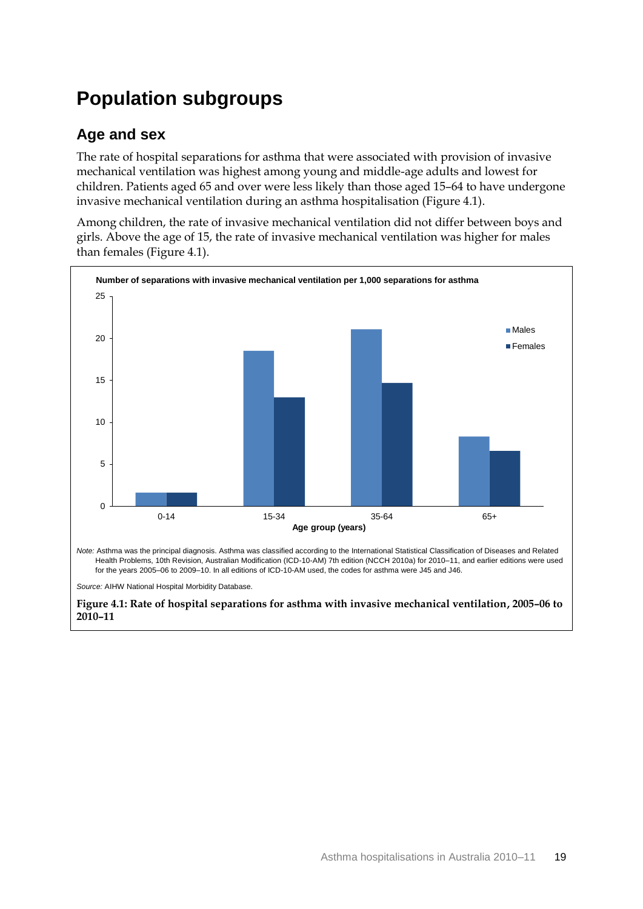# Population subgroups

## Age and sex

The rate of hospital separations for asthma that were associated with provision of invasive mechanical ventilation was highest among young and middle-age adults and lowest for children. Patients aged 65 and over were less likely than those aged 15–64 to have undergone invasive mechanical ventilation during an asthma hospitalisation (Figure 4.1).

Among children, the rate of invasive mechanical ventilation did not differ between boys and girls. Above the age of 15, the rate of invasive mechanical ventilation was higher for males than females (Figure 4.1).

*Note:* Asthma was the principal diagnosis. Asthma was classified according to the International Statistical Classification of Diseases and Related Health Problems, 10th Revision, Australian Modification (ICD-10-AM) 7th edition (NCCH 2010a) for 2010–11, and earlier editions were used for the years 2005–06 to 2009–10. In all editions of ICD-10-AM used, the codes for asthma were J45 and J46.

*Source:* AIHW National Hospital Morbidity Database.

**Figure 4.1: Rate of hospital separations for asthma with invasive mechanical ventilation, 2005–06 to 2010–11**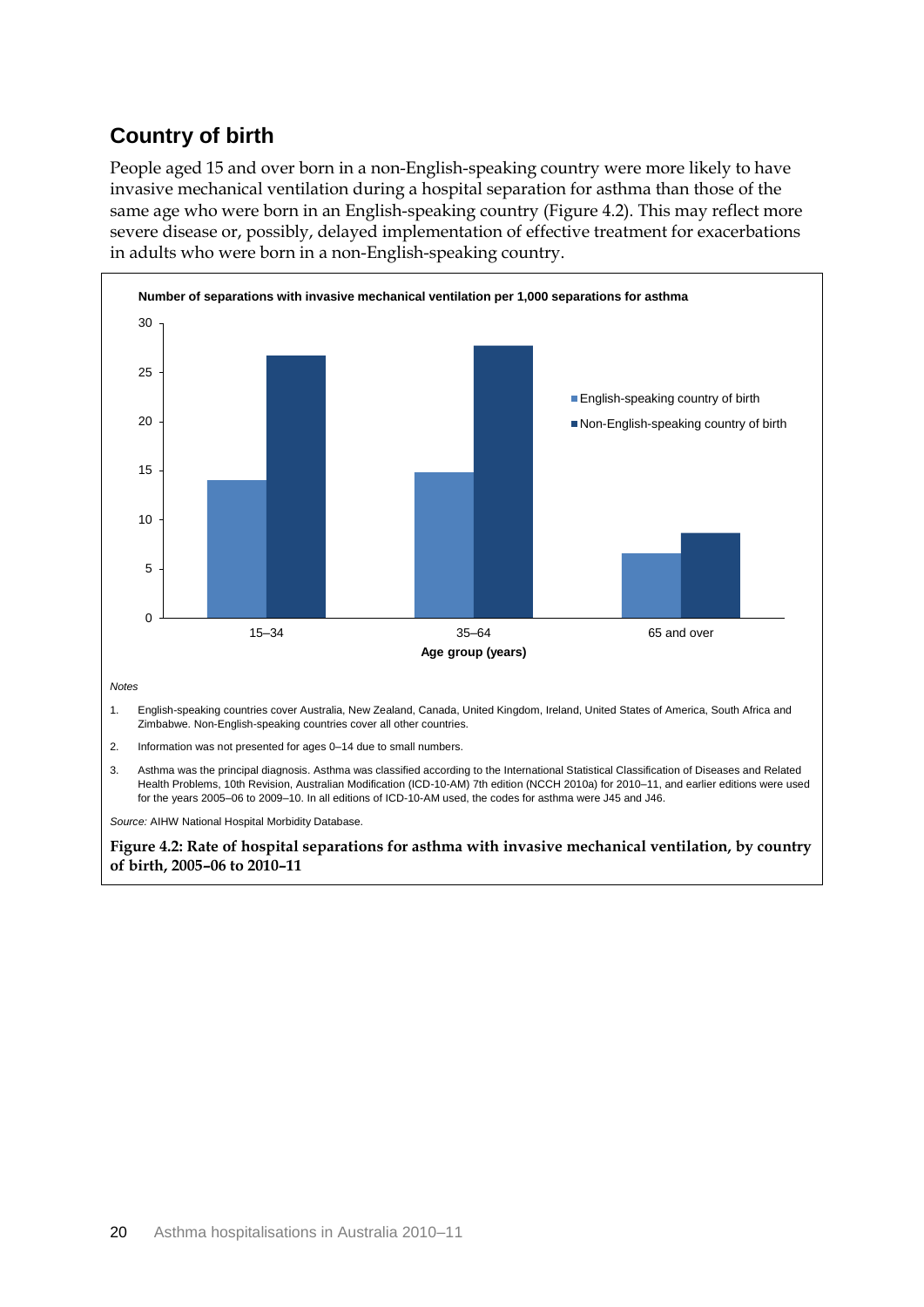## Country of birth

People aged 15 and over born in a non-English-speaking country were more likely to have invasive mechanical ventilation during a hospital separation for asthma than those of the same age who were born in an English-speaking country (Figure 4.2). This may reflect more severe disease or, possibly, delayed implementation of effective treatment for exacerbations in adults who were born in a non-English-speaking country.

*Notes*

1. English-speaking countries cover Australia, New Zealand, Canada, United Kingdom, Ireland, United States of America, South Africa and Zimbabwe. Non-English-speaking countries cover all other countries.
2. Information was not presented for ages 0–14 due to small numbers.
3. Asthma was the principal diagnosis. Asthma was classified according to the International Statistical Classification of Diseases and Related Health Problems, 10th Revision, Australian Modification (ICD-10-AM) 7th edition (NCCH 2010a) for 2010–11, and earlier editions were used for the years 2005–06 to 2009–10. In all editions of ICD-10-AM used, the codes for asthma were J45 and J46.

*Source:* AIHW National Hospital Morbidity Database.

**Figure 4.2: Rate of hospital separations for asthma with invasive mechanical ventilation, by country of birth, 2005–06 to 2010–11**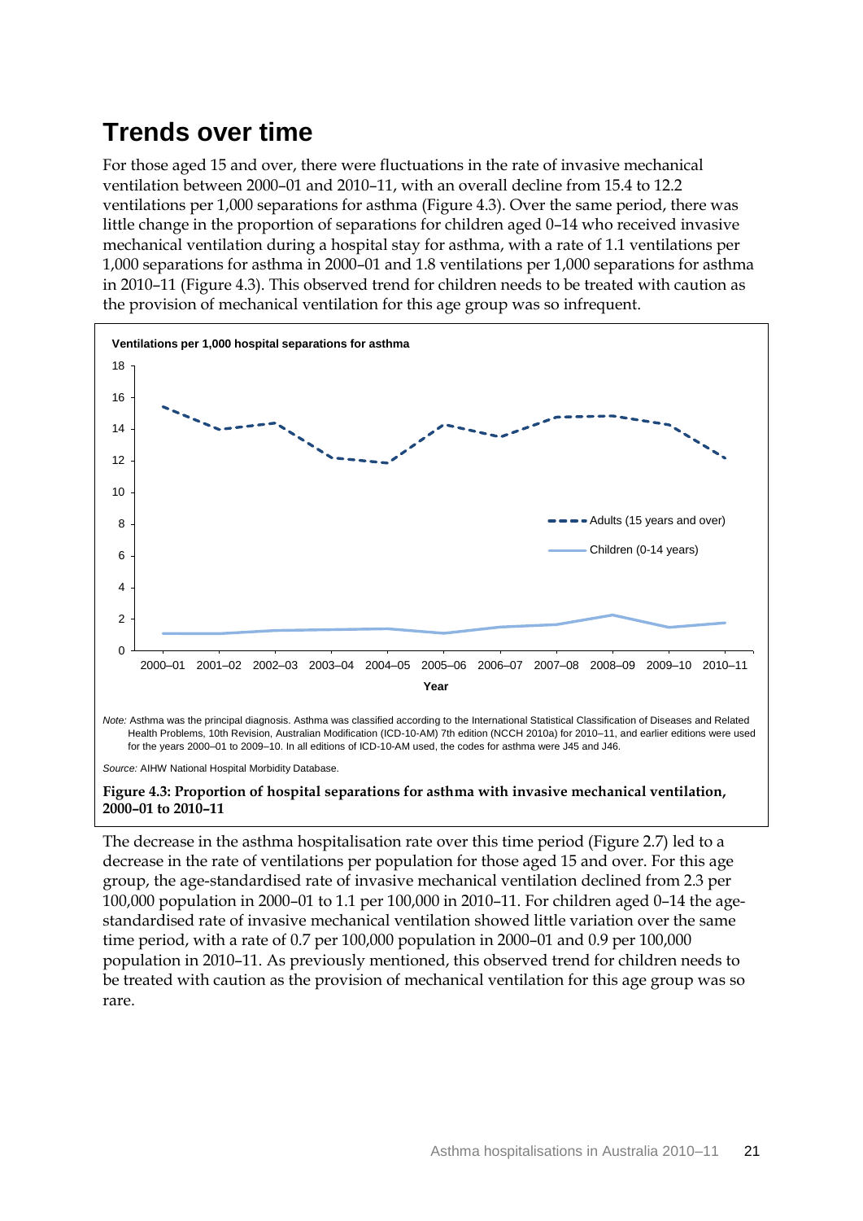## Trends over time

For those aged 15 and over, there were fluctuations in the rate of invasive mechanical ventilation between 2000–01 and 2010–11, with an overall decline from 15.4 to 12.2 ventilations per 1,000 separations for asthma (Figure 4.3). Over the same period, there was little change in the proportion of separations for children aged 0–14 who received invasive mechanical ventilation during a hospital stay for asthma, with a rate of 1.1 ventilations per 1,000 separations for asthma in 2000–01 and 1.8 ventilations per 1,000 separations for asthma in 2010–11 (Figure 4.3). This observed trend for children needs to be treated with caution as the provision of mechanical ventilation for this age group was so infrequent.

*Note:* Asthma was the principal diagnosis. Asthma was classified according to the International Statistical Classification of Diseases and Related Health Problems, 10th Revision, Australian Modification (ICD-10-AM) 7th edition (NCCH 2010a) for 2010–11, and earlier editions were used for the years 2000–01 to 2009–10. In all editions of ICD-10-AM used, the codes for asthma were J45 and J46.

*Source:* AIHW National Hospital Morbidity Database.

**Figure 4.3: Proportion of hospital separations for asthma with invasive mechanical ventilation, 2000–01 to 2010–11**

The decrease in the asthma hospitalisation rate over this time period (Figure 2.7) led to a decrease in the rate of ventilations per population for those aged 15 and over. For this age group, the age-standardised rate of invasive mechanical ventilation declined from 2.3 per 100,000 population in 2000–01 to 1.1 per 100,000 in 2010–11. For children aged 0–14 the age-standardised rate of invasive mechanical ventilation showed little variation over the same time period, with a rate of 0.7 per 100,000 population in 2000–01 and 0.9 per 100,000 population in 2010–11. As previously mentioned, this observed trend for children needs to be treated with caution as the provision of mechanical ventilation for this age group was so rare.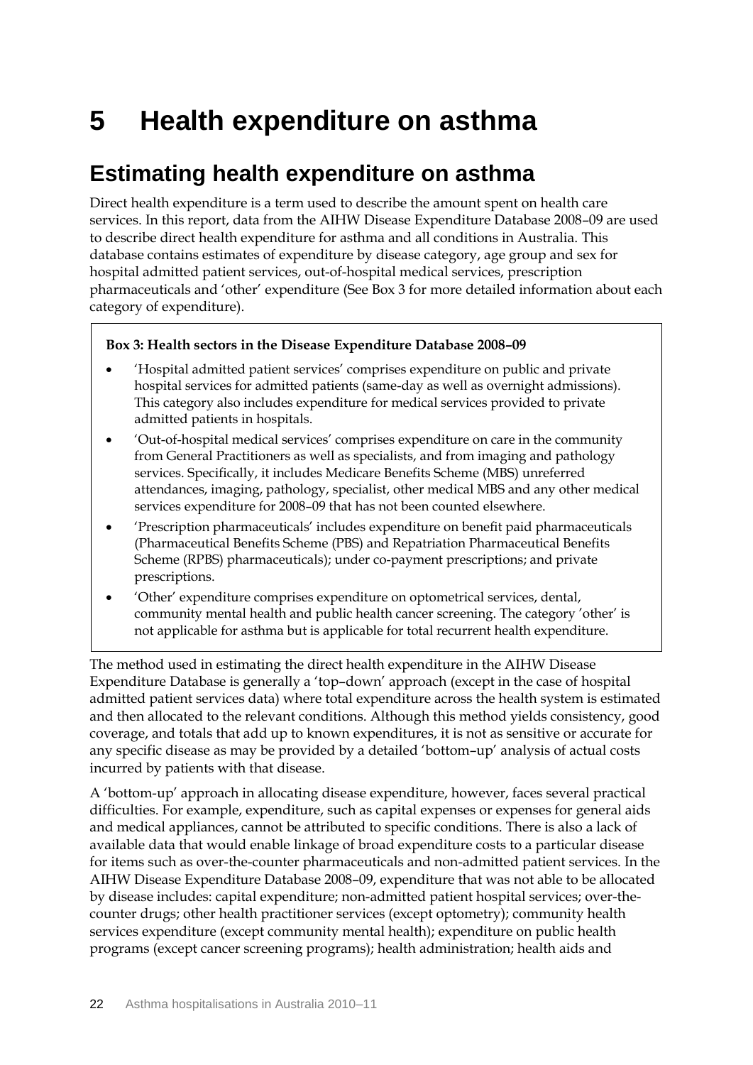# 5 Health expenditure on asthma

## Estimating health expenditure on asthma

Direct health expenditure is a term used to describe the amount spent on health care services. In this report, data from the AIHW Disease Expenditure Database 2008–09 are used to describe direct health expenditure for asthma and all conditions in Australia. This database contains estimates of expenditure by disease category, age group and sex for hospital admitted patient services, out-of-hospital medical services, prescription pharmaceuticals and 'other' expenditure (See Box 3 for more detailed information about each category of expenditure).

> **Box 3: Health sectors in the Disease Expenditure Database 2008–09**
>
> - 'Hospital admitted patient services' comprises expenditure on public and private hospital services for admitted patients (same-day as well as overnight admissions). This category also includes expenditure for medical services provided to private admitted patients in hospitals.
> - 'Out-of-hospital medical services' comprises expenditure on care in the community from General Practitioners as well as specialists, and from imaging and pathology services. Specifically, it includes Medicare Benefits Scheme (MBS) unreferred attendances, imaging, pathology, specialist, other medical MBS and any other medical services expenditure for 2008–09 that has not been counted elsewhere.
> - 'Prescription pharmaceuticals' includes expenditure on benefit paid pharmaceuticals (Pharmaceutical Benefits Scheme (PBS) and Repatriation Pharmaceutical Benefits Scheme (RPBS) pharmaceuticals); under co-payment prescriptions; and private prescriptions.
> - 'Other' expenditure comprises expenditure on optometrical services, dental, community mental health and public health cancer screening. The category 'other' is not applicable for asthma but is applicable for total recurrent health expenditure.

The method used in estimating the direct health expenditure in the AIHW Disease Expenditure Database is generally a 'top–down' approach (except in the case of hospital admitted patient services data) where total expenditure across the health system is estimated and then allocated to the relevant conditions. Although this method yields consistency, good coverage, and totals that add up to known expenditures, it is not as sensitive or accurate for any specific disease as may be provided by a detailed 'bottom–up' analysis of actual costs incurred by patients with that disease.

A 'bottom-up' approach in allocating disease expenditure, however, faces several practical difficulties. For example, expenditure, such as capital expenses or expenses for general aids and medical appliances, cannot be attributed to specific conditions. There is also a lack of available data that would enable linkage of broad expenditure costs to a particular disease for items such as over-the-counter pharmaceuticals and non-admitted patient services. In the AIHW Disease Expenditure Database 2008–09, expenditure that was not able to be allocated by disease includes: capital expenditure; non-admitted patient hospital services; over-the-counter drugs; other health practitioner services (except optometry); community health services expenditure (except community mental health); expenditure on public health programs (except cancer screening programs); health administration; health aids and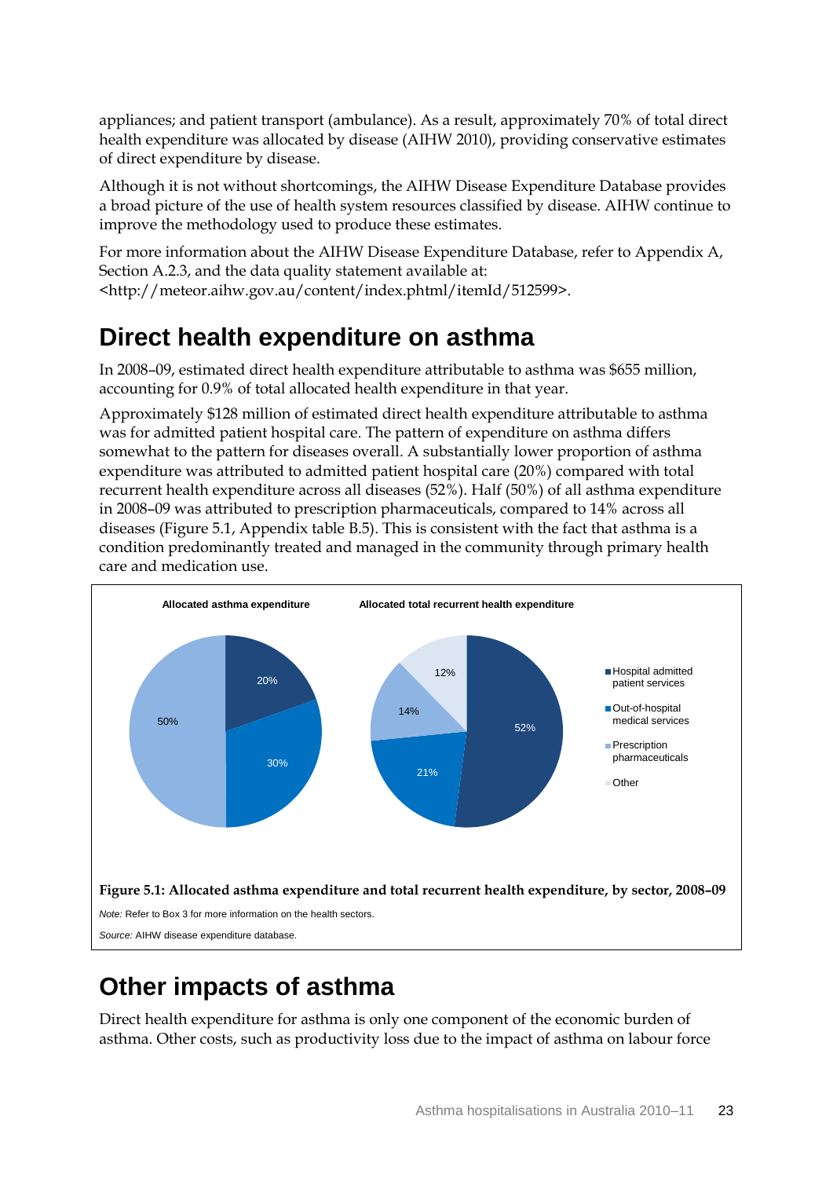appliances; and patient transport (ambulance). As a result, approximately 70% of total direct health expenditure was allocated by disease (AIHW 2010), providing conservative estimates of direct expenditure by disease.

Although it is not without shortcomings, the AIHW Disease Expenditure Database provides a broad picture of the use of health system resources classified by disease. AIHW continue to improve the methodology used to produce these estimates.

For more information about the AIHW Disease Expenditure Database, refer to Appendix A, Section A.2.3, and the data quality statement available at: <http://meteor.aihw.gov.au/content/index.phtml/itemId/512599>.

# Direct health expenditure on asthma

In 2008–09, estimated direct health expenditure attributable to asthma was $655 million, accounting for 0.9% of total allocated health expenditure in that year.

Approximately $128 million of estimated direct health expenditure attributable to asthma was for admitted patient hospital care. The pattern of expenditure on asthma differs somewhat to the pattern for diseases overall. A substantially lower proportion of asthma expenditure was attributed to admitted patient hospital care (20%) compared with total recurrent health expenditure across all diseases (52%). Half (50%) of all asthma expenditure in 2008–09 was attributed to prescription pharmaceuticals, compared to 14% across all diseases (Figure 5.1, Appendix table B.5). This is consistent with the fact that asthma is a condition predominantly treated and managed in the community through primary health care and medication use.

| Sector | Allocated asthma expenditure | Allocated total recurrent health expenditure |
|---|---|---|
| Hospital admitted patient services | 20% | 52% |
| Out-of-hospital medical services | 30% | 21% |
| Prescription pharmaceuticals | 50% | 14% |
| Other | | 12% |

**Figure 5.1: Allocated asthma expenditure and total recurrent health expenditure, by sector, 2008–09**

*Note:* Refer to Box 3 for more information on the health sectors.

*Source:* AIHW disease expenditure database.

# Other impacts of asthma

Direct health expenditure for asthma is only one component of the economic burden of asthma. Other costs, such as productivity loss due to the impact of asthma on labour force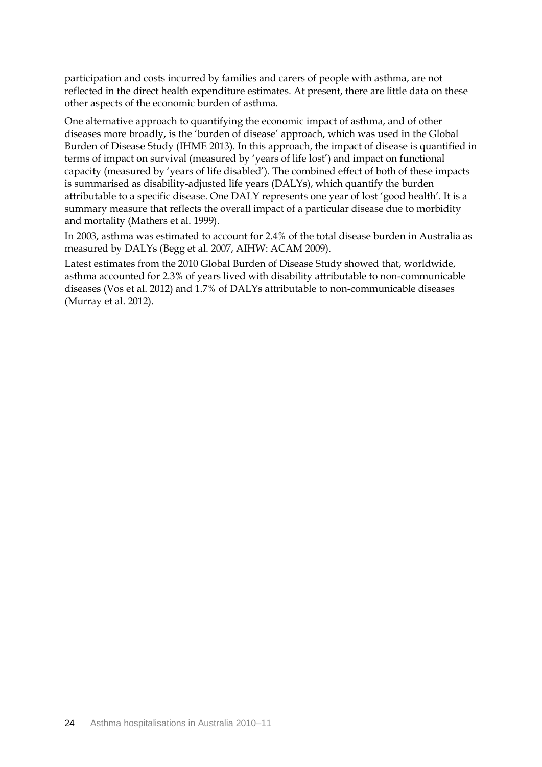participation and costs incurred by families and carers of people with asthma, are not reflected in the direct health expenditure estimates. At present, there are little data on these other aspects of the economic burden of asthma.

One alternative approach to quantifying the economic impact of asthma, and of other diseases more broadly, is the 'burden of disease' approach, which was used in the Global Burden of Disease Study (IHME 2013). In this approach, the impact of disease is quantified in terms of impact on survival (measured by 'years of life lost') and impact on functional capacity (measured by 'years of life disabled'). The combined effect of both of these impacts is summarised as disability-adjusted life years (DALYs), which quantify the burden attributable to a specific disease. One DALY represents one year of lost 'good health'. It is a summary measure that reflects the overall impact of a particular disease due to morbidity and mortality (Mathers et al. 1999).

In 2003, asthma was estimated to account for 2.4% of the total disease burden in Australia as measured by DALYs (Begg et al. 2007, AIHW: ACAM 2009).

Latest estimates from the 2010 Global Burden of Disease Study showed that, worldwide, asthma accounted for 2.3% of years lived with disability attributable to non-communicable diseases (Vos et al. 2012) and 1.7% of DALYs attributable to non-communicable diseases (Murray et al. 2012).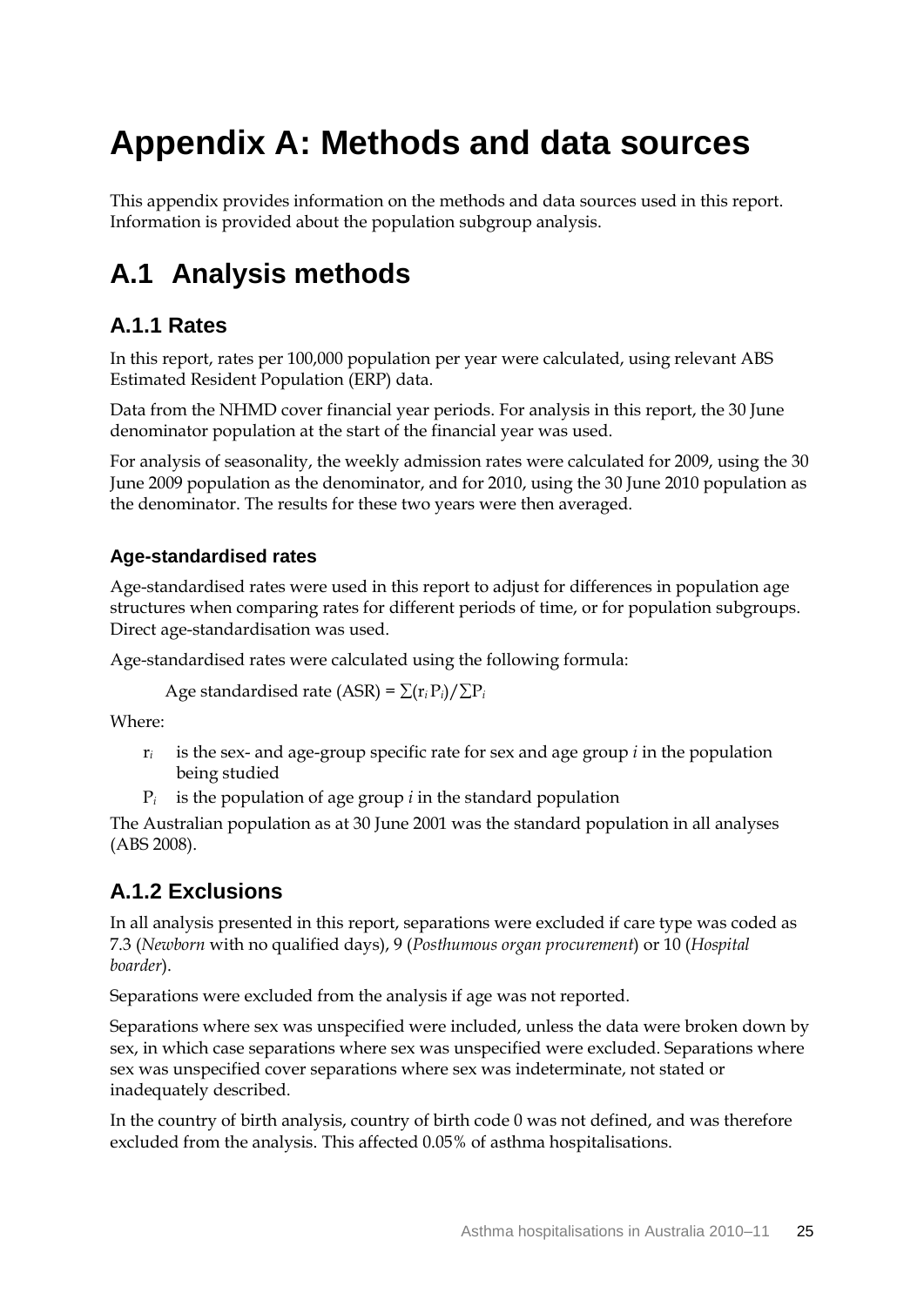# Appendix A: Methods and data sources

This appendix provides information on the methods and data sources used in this report. Information is provided about the population subgroup analysis.

## A.1 Analysis methods

### A.1.1 Rates

In this report, rates per 100,000 population per year were calculated, using relevant ABS Estimated Resident Population (ERP) data.

Data from the NHMD cover financial year periods. For analysis in this report, the 30 June denominator population at the start of the financial year was used.

For analysis of seasonality, the weekly admission rates were calculated for 2009, using the 30 June 2009 population as the denominator, and for 2010, using the 30 June 2010 population as the denominator. The results for these two years were then averaged.

#### Age-standardised rates

Age-standardised rates were used in this report to adjust for differences in population age structures when comparing rates for different periods of time, or for population subgroups. Direct age-standardisation was used.

Age-standardised rates were calculated using the following formula:

$$\text{Age standardised rate (ASR)} = \sum(r_i P_i)/\sum P_i$$

Where:

- $r_i$ is the sex- and age-group specific rate for sex and age group $i$ in the population being studied
- $P_i$ is the population of age group $i$ in the standard population

The Australian population as at 30 June 2001 was the standard population in all analyses (ABS 2008).

### A.1.2 Exclusions

In all analysis presented in this report, separations were excluded if care type was coded as 7.3 (*Newborn* with no qualified days), 9 (*Posthumous organ procurement*) or 10 (*Hospital boarder*).

Separations were excluded from the analysis if age was not reported.

Separations where sex was unspecified were included, unless the data were broken down by sex, in which case separations where sex was unspecified were excluded. Separations where sex was unspecified cover separations where sex was indeterminate, not stated or inadequately described.

In the country of birth analysis, country of birth code 0 was not defined, and was therefore excluded from the analysis. This affected 0.05% of asthma hospitalisations.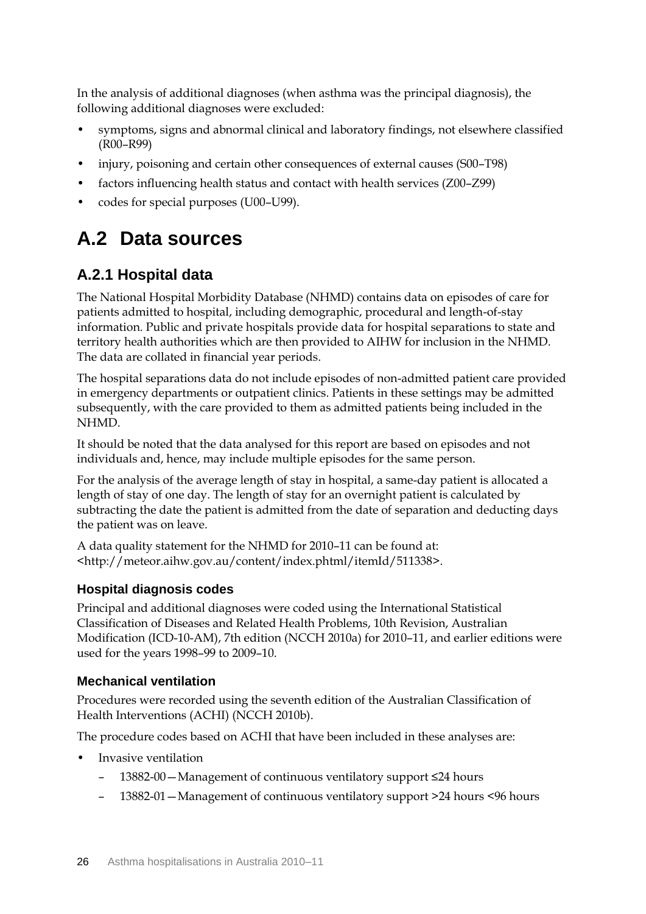In the analysis of additional diagnoses (when asthma was the principal diagnosis), the following additional diagnoses were excluded:

- symptoms, signs and abnormal clinical and laboratory findings, not elsewhere classified (R00–R99)
- injury, poisoning and certain other consequences of external causes (S00–T98)
- factors influencing health status and contact with health services (Z00–Z99)
- codes for special purposes (U00–U99).

# A.2 Data sources

## A.2.1 Hospital data

The National Hospital Morbidity Database (NHMD) contains data on episodes of care for patients admitted to hospital, including demographic, procedural and length-of-stay information. Public and private hospitals provide data for hospital separations to state and territory health authorities which are then provided to AIHW for inclusion in the NHMD. The data are collated in financial year periods.

The hospital separations data do not include episodes of non-admitted patient care provided in emergency departments or outpatient clinics. Patients in these settings may be admitted subsequently, with the care provided to them as admitted patients being included in the NHMD.

It should be noted that the data analysed for this report are based on episodes and not individuals and, hence, may include multiple episodes for the same person.

For the analysis of the average length of stay in hospital, a same-day patient is allocated a length of stay of one day. The length of stay for an overnight patient is calculated by subtracting the date the patient is admitted from the date of separation and deducting days the patient was on leave.

A data quality statement for the NHMD for 2010–11 can be found at: <http://meteor.aihw.gov.au/content/index.phtml/itemId/511338>.

### Hospital diagnosis codes

Principal and additional diagnoses were coded using the International Statistical Classification of Diseases and Related Health Problems, 10th Revision, Australian Modification (ICD-10-AM), 7th edition (NCCH 2010a) for 2010–11, and earlier editions were used for the years 1998–99 to 2009–10.

### Mechanical ventilation

Procedures were recorded using the seventh edition of the Australian Classification of Health Interventions (ACHI) (NCCH 2010b).

The procedure codes based on ACHI that have been included in these analyses are:

- Invasive ventilation
  - 13882-00—Management of continuous ventilatory support ≤24 hours
  - 13882-01—Management of continuous ventilatory support >24 hours <96 hours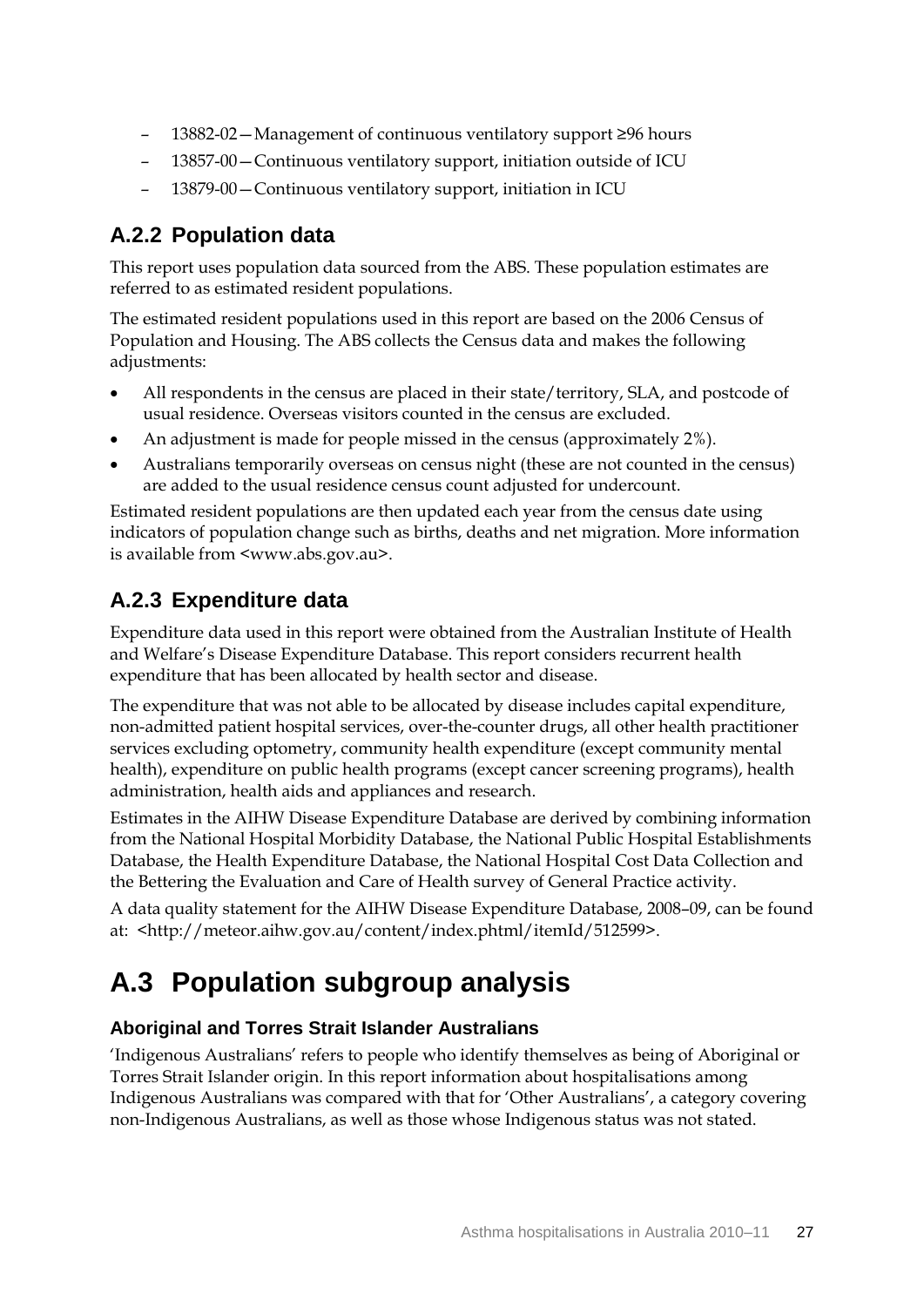- 13882-02—Management of continuous ventilatory support ≥96 hours
- 13857-00—Continuous ventilatory support, initiation outside of ICU
- 13879-00—Continuous ventilatory support, initiation in ICU

### A.2.2 Population data

This report uses population data sourced from the ABS. These population estimates are referred to as estimated resident populations.

The estimated resident populations used in this report are based on the 2006 Census of Population and Housing. The ABS collects the Census data and makes the following adjustments:

- All respondents in the census are placed in their state/territory, SLA, and postcode of usual residence. Overseas visitors counted in the census are excluded.
- An adjustment is made for people missed in the census (approximately 2%).
- Australians temporarily overseas on census night (these are not counted in the census) are added to the usual residence census count adjusted for undercount.

Estimated resident populations are then updated each year from the census date using indicators of population change such as births, deaths and net migration. More information is available from <www.abs.gov.au>.

### A.2.3 Expenditure data

Expenditure data used in this report were obtained from the Australian Institute of Health and Welfare's Disease Expenditure Database. This report considers recurrent health expenditure that has been allocated by health sector and disease.

The expenditure that was not able to be allocated by disease includes capital expenditure, non-admitted patient hospital services, over-the-counter drugs, all other health practitioner services excluding optometry, community health expenditure (except community mental health), expenditure on public health programs (except cancer screening programs), health administration, health aids and appliances and research.

Estimates in the AIHW Disease Expenditure Database are derived by combining information from the National Hospital Morbidity Database, the National Public Hospital Establishments Database, the Health Expenditure Database, the National Hospital Cost Data Collection and the Bettering the Evaluation and Care of Health survey of General Practice activity.

A data quality statement for the AIHW Disease Expenditure Database, 2008–09, can be found at: <http://meteor.aihw.gov.au/content/index.phtml/itemId/512599>.

## A.3 Population subgroup analysis

#### Aboriginal and Torres Strait Islander Australians

'Indigenous Australians' refers to people who identify themselves as being of Aboriginal or Torres Strait Islander origin. In this report information about hospitalisations among Indigenous Australians was compared with that for 'Other Australians', a category covering non-Indigenous Australians, as well as those whose Indigenous status was not stated.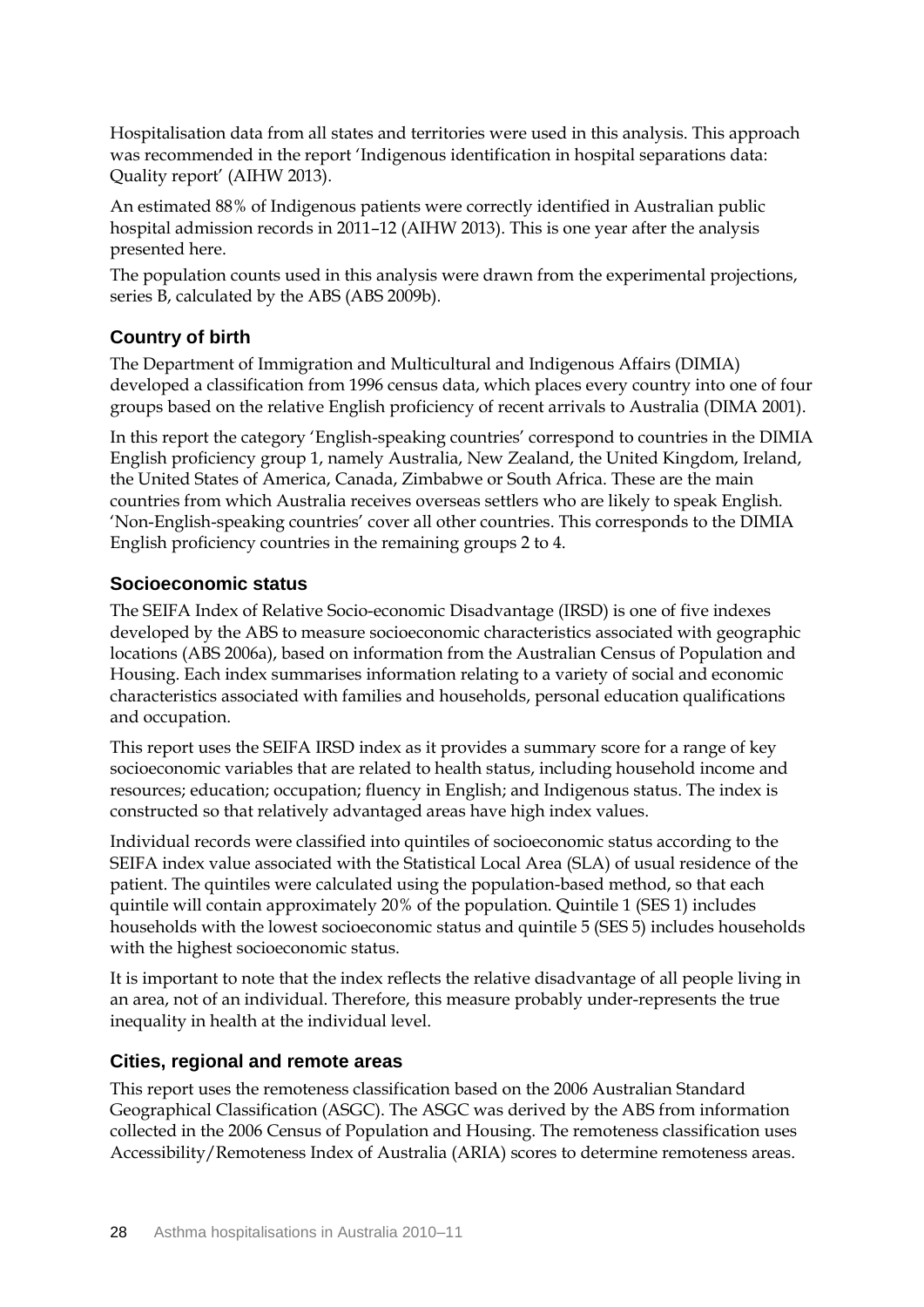Hospitalisation data from all states and territories were used in this analysis. This approach was recommended in the report 'Indigenous identification in hospital separations data: Quality report' (AIHW 2013).

An estimated 88% of Indigenous patients were correctly identified in Australian public hospital admission records in 2011–12 (AIHW 2013). This is one year after the analysis presented here.

The population counts used in this analysis were drawn from the experimental projections, series B, calculated by the ABS (ABS 2009b).

### Country of birth

The Department of Immigration and Multicultural and Indigenous Affairs (DIMIA) developed a classification from 1996 census data, which places every country into one of four groups based on the relative English proficiency of recent arrivals to Australia (DIMA 2001).

In this report the category 'English-speaking countries' correspond to countries in the DIMIA English proficiency group 1, namely Australia, New Zealand, the United Kingdom, Ireland, the United States of America, Canada, Zimbabwe or South Africa. These are the main countries from which Australia receives overseas settlers who are likely to speak English. 'Non-English-speaking countries' cover all other countries. This corresponds to the DIMIA English proficiency countries in the remaining groups 2 to 4.

### Socioeconomic status

The SEIFA Index of Relative Socio-economic Disadvantage (IRSD) is one of five indexes developed by the ABS to measure socioeconomic characteristics associated with geographic locations (ABS 2006a), based on information from the Australian Census of Population and Housing. Each index summarises information relating to a variety of social and economic characteristics associated with families and households, personal education qualifications and occupation.

This report uses the SEIFA IRSD index as it provides a summary score for a range of key socioeconomic variables that are related to health status, including household income and resources; education; occupation; fluency in English; and Indigenous status. The index is constructed so that relatively advantaged areas have high index values.

Individual records were classified into quintiles of socioeconomic status according to the SEIFA index value associated with the Statistical Local Area (SLA) of usual residence of the patient. The quintiles were calculated using the population-based method, so that each quintile will contain approximately 20% of the population. Quintile 1 (SES 1) includes households with the lowest socioeconomic status and quintile 5 (SES 5) includes households with the highest socioeconomic status.

It is important to note that the index reflects the relative disadvantage of all people living in an area, not of an individual. Therefore, this measure probably under-represents the true inequality in health at the individual level.

### Cities, regional and remote areas

This report uses the remoteness classification based on the 2006 Australian Standard Geographical Classification (ASGC). The ASGC was derived by the ABS from information collected in the 2006 Census of Population and Housing. The remoteness classification uses Accessibility/Remoteness Index of Australia (ARIA) scores to determine remoteness areas.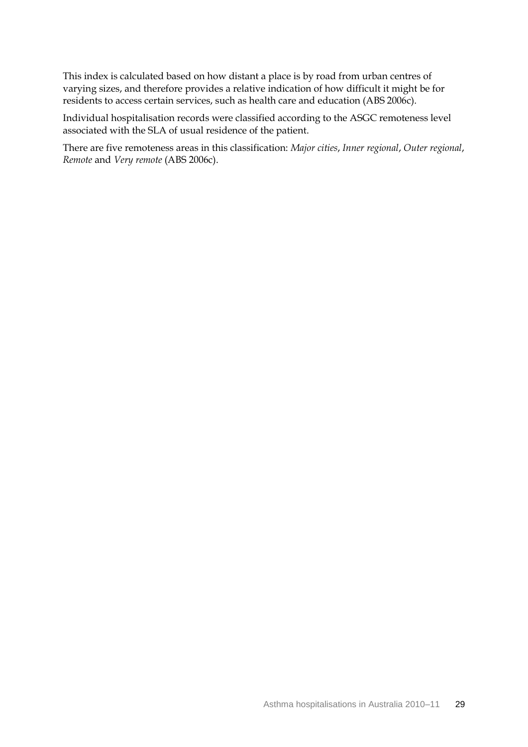This index is calculated based on how distant a place is by road from urban centres of varying sizes, and therefore provides a relative indication of how difficult it might be for residents to access certain services, such as health care and education (ABS 2006c).

Individual hospitalisation records were classified according to the ASGC remoteness level associated with the SLA of usual residence of the patient.

There are five remoteness areas in this classification: *Major cities*, *Inner regional*, *Outer regional*, *Remote* and *Very remote* (ABS 2006c).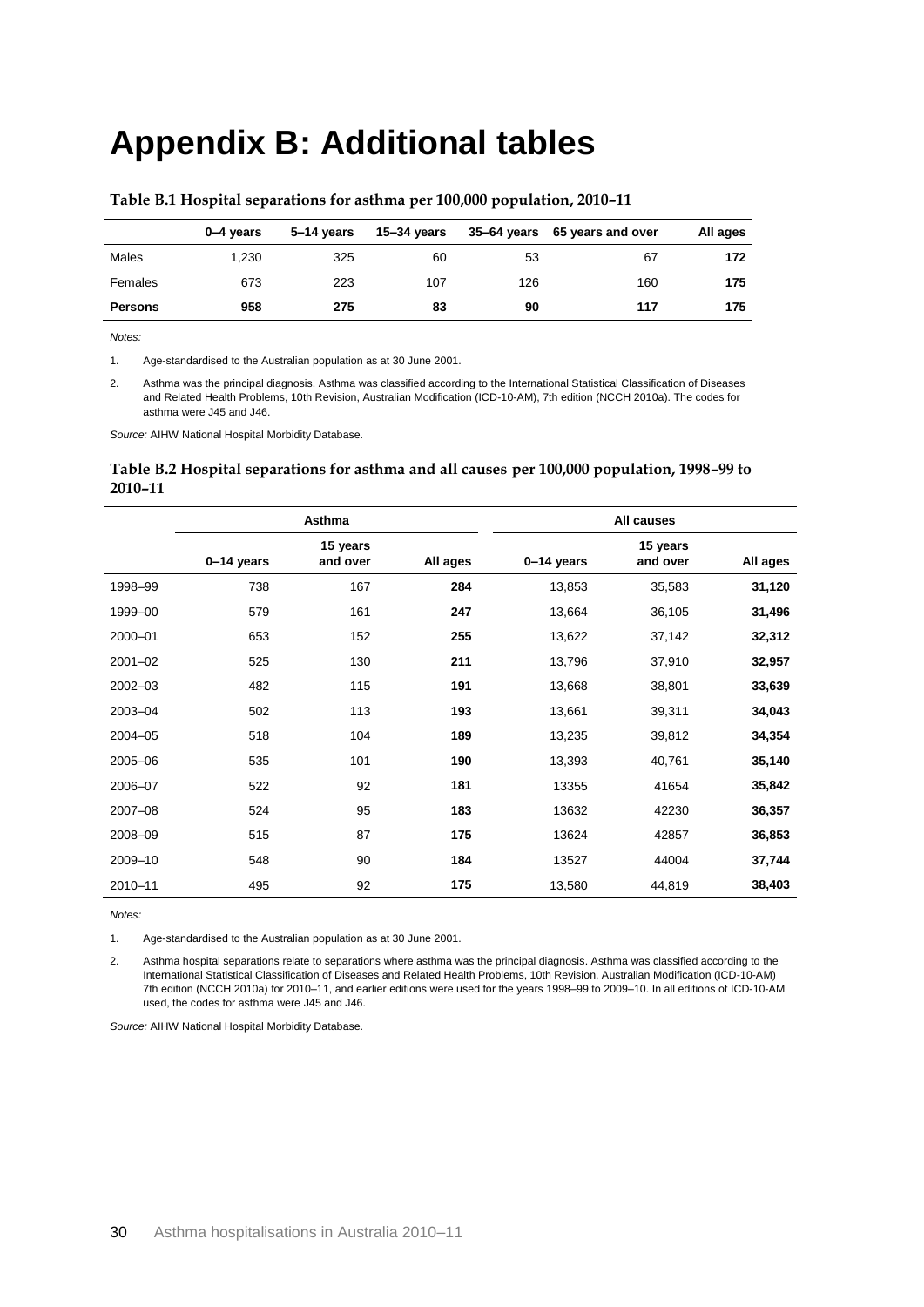# Appendix B: Additional tables

**Table B.1 Hospital separations for asthma per 100,000 population, 2010–11**

| | 0–4 years | 5–14 years | 15–34 years | 35–64 years | 65 years and over | All ages |
|---|---|---|---|---|---|---|
| Males | 1,230 | 325 | 60 | 53 | 67 | **172** |
| Females | 673 | 223 | 107 | 126 | 160 | **175** |
| **Persons** | **958** | **275** | **83** | **90** | **117** | **175** |

*Notes:*

1. Age-standardised to the Australian population as at 30 June 2001.

2. Asthma was the principal diagnosis. Asthma was classified according to the International Statistical Classification of Diseases and Related Health Problems, 10th Revision, Australian Modification (ICD-10-AM), 7th edition (NCCH 2010a). The codes for asthma were J45 and J46.

*Source:* AIHW National Hospital Morbidity Database.

**Table B.2 Hospital separations for asthma and all causes per 100,000 population, 1998–99 to 2010–11**

| | Asthma | | | All causes | | |
|---|---|---|---|---|---|---|
| | 0–14 years | 15 years and over | All ages | 0–14 years | 15 years and over | All ages |
| 1998–99 | 738 | 167 | **284** | 13,853 | 35,583 | **31,120** |
| 1999–00 | 579 | 161 | **247** | 13,664 | 36,105 | **31,496** |
| 2000–01 | 653 | 152 | **255** | 13,622 | 37,142 | **32,312** |
| 2001–02 | 525 | 130 | **211** | 13,796 | 37,910 | **32,957** |
| 2002–03 | 482 | 115 | **191** | 13,668 | 38,801 | **33,639** |
| 2003–04 | 502 | 113 | **193** | 13,661 | 39,311 | **34,043** |
| 2004–05 | 518 | 104 | **189** | 13,235 | 39,812 | **34,354** |
| 2005–06 | 535 | 101 | **190** | 13,393 | 40,761 | **35,140** |
| 2006–07 | 522 | 92 | **181** | 13355 | 41654 | **35,842** |
| 2007–08 | 524 | 95 | **183** | 13632 | 42230 | **36,357** |
| 2008–09 | 515 | 87 | **175** | 13624 | 42857 | **36,853** |
| 2009–10 | 548 | 90 | **184** | 13527 | 44004 | **37,744** |
| 2010–11 | 495 | 92 | **175** | 13,580 | 44,819 | **38,403** |

*Notes:*

1. Age-standardised to the Australian population as at 30 June 2001.

2. Asthma hospital separations relate to separations where asthma was the principal diagnosis. Asthma was classified according to the International Statistical Classification of Diseases and Related Health Problems, 10th Revision, Australian Modification (ICD-10-AM) 7th edition (NCCH 2010a) for 2010–11, and earlier editions were used for the years 1998–99 to 2009–10. In all editions of ICD-10-AM used, the codes for asthma were J45 and J46.

*Source:* AIHW National Hospital Morbidity Database.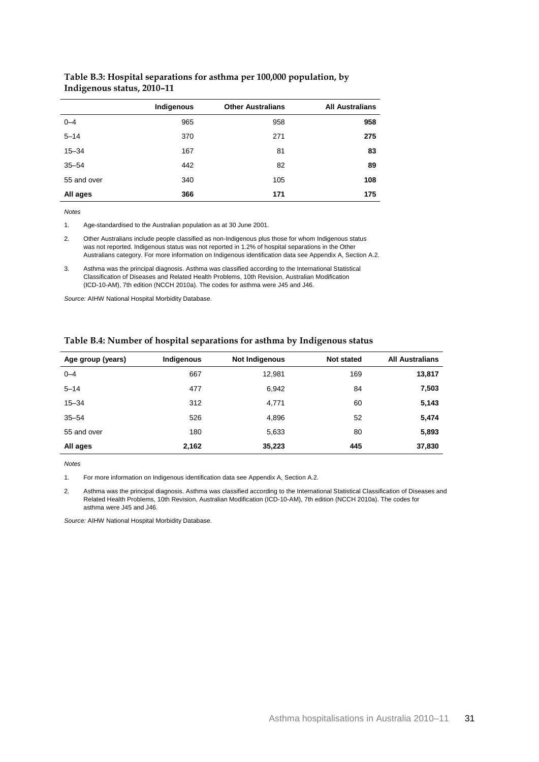**Table B.3: Hospital separations for asthma per 100,000 population, by Indigenous status, 2010–11**

| | Indigenous | Other Australians | All Australians |
|---|---|---|---|
| 0–4 | 965 | 958 | **958** |
| 5–14 | 370 | 271 | **275** |
| 15–34 | 167 | 81 | **83** |
| 35–54 | 442 | 82 | **89** |
| 55 and over | 340 | 105 | **108** |
| **All ages** | **366** | **171** | **175** |

*Notes*

1. Age-standardised to the Australian population as at 30 June 2001.
2. Other Australians include people classified as non-Indigenous plus those for whom Indigenous status was not reported. Indigenous status was not reported in 1.2% of hospital separations in the Other Australians category. For more information on Indigenous identification data see Appendix A, Section A.2.
3. Asthma was the principal diagnosis. Asthma was classified according to the International Statistical Classification of Diseases and Related Health Problems, 10th Revision, Australian Modification (ICD-10-AM), 7th edition (NCCH 2010a). The codes for asthma were J45 and J46.

*Source:* AIHW National Hospital Morbidity Database.

**Table B.4: Number of hospital separations for asthma by Indigenous status**

| Age group (years) | Indigenous | Not Indigenous | Not stated | All Australians |
|---|---|---|---|---|
| 0–4 | 667 | 12,981 | 169 | **13,817** |
| 5–14 | 477 | 6,942 | 84 | **7,503** |
| 15–34 | 312 | 4,771 | 60 | **5,143** |
| 35–54 | 526 | 4,896 | 52 | **5,474** |
| 55 and over | 180 | 5,633 | 80 | **5,893** |
| **All ages** | **2,162** | **35,223** | **445** | **37,830** |

*Notes*

1. For more information on Indigenous identification data see Appendix A, Section A.2.
2. Asthma was the principal diagnosis. Asthma was classified according to the International Statistical Classification of Diseases and Related Health Problems, 10th Revision, Australian Modification (ICD-10-AM), 7th edition (NCCH 2010a). The codes for asthma were J45 and J46.

*Source:* AIHW National Hospital Morbidity Database.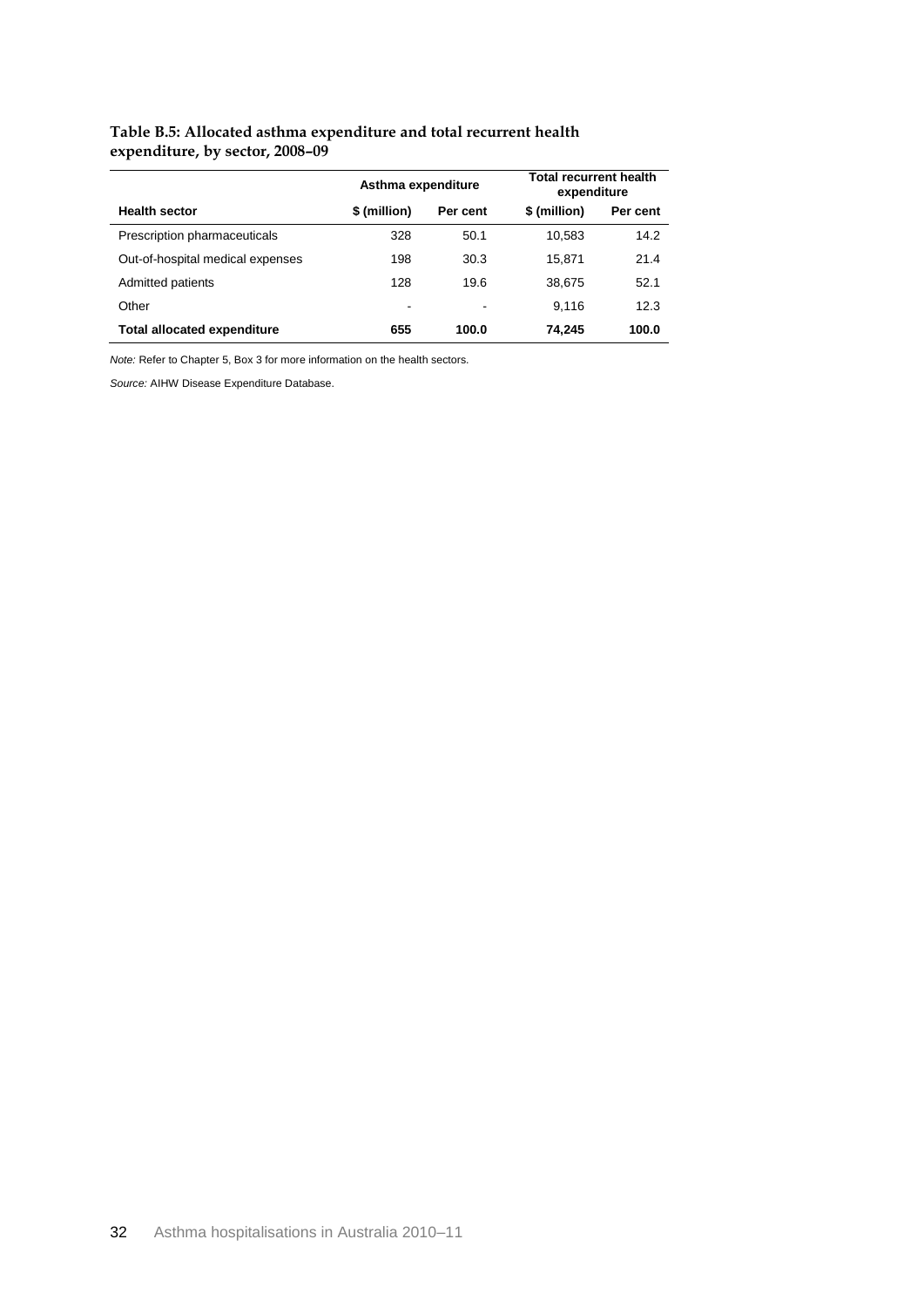**Table B.5: Allocated asthma expenditure and total recurrent health expenditure, by sector, 2008–09**

| | Asthma expenditure | | Total recurrent health expenditure | |
|---|---|---|---|---|
| **Health sector** | **\$ (million)** | **Per cent** | **\$ (million)** | **Per cent** |
| Prescription pharmaceuticals | 328 | 50.1 | 10,583 | 14.2 |
| Out-of-hospital medical expenses | 198 | 30.3 | 15,871 | 21.4 |
| Admitted patients | 128 | 19.6 | 38,675 | 52.1 |
| Other | - | - | 9,116 | 12.3 |
| **Total allocated expenditure** | **655** | **100.0** | **74,245** | **100.0** |

*Note:* Refer to Chapter 5, Box 3 for more information on the health sectors.

*Source:* AIHW Disease Expenditure Database.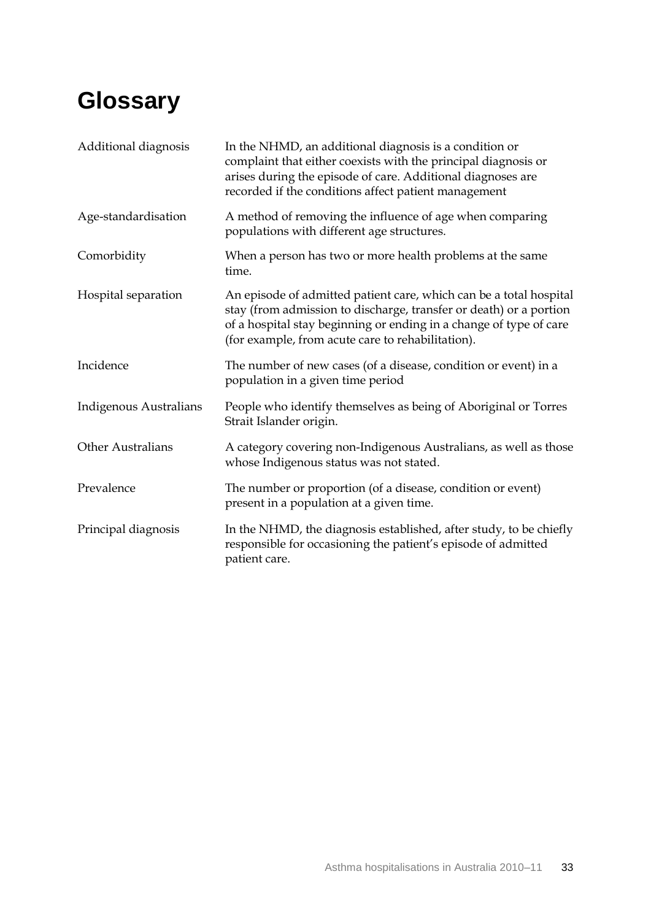# Glossary

| | |
|---|---|
| Additional diagnosis | In the NHMD, an additional diagnosis is a condition or complaint that either coexists with the principal diagnosis or arises during the episode of care. Additional diagnoses are recorded if the conditions affect patient management |
| Age-standardisation | A method of removing the influence of age when comparing populations with different age structures. |
| Comorbidity | When a person has two or more health problems at the same time. |
| Hospital separation | An episode of admitted patient care, which can be a total hospital stay (from admission to discharge, transfer or death) or a portion of a hospital stay beginning or ending in a change of type of care (for example, from acute care to rehabilitation). |
| Incidence | The number of new cases (of a disease, condition or event) in a population in a given time period |
| Indigenous Australians | People who identify themselves as being of Aboriginal or Torres Strait Islander origin. |
| Other Australians | A category covering non-Indigenous Australians, as well as those whose Indigenous status was not stated. |
| Prevalence | The number or proportion (of a disease, condition or event) present in a population at a given time. |
| Principal diagnosis | In the NHMD, the diagnosis established, after study, to be chiefly responsible for occasioning the patient's episode of admitted patient care. |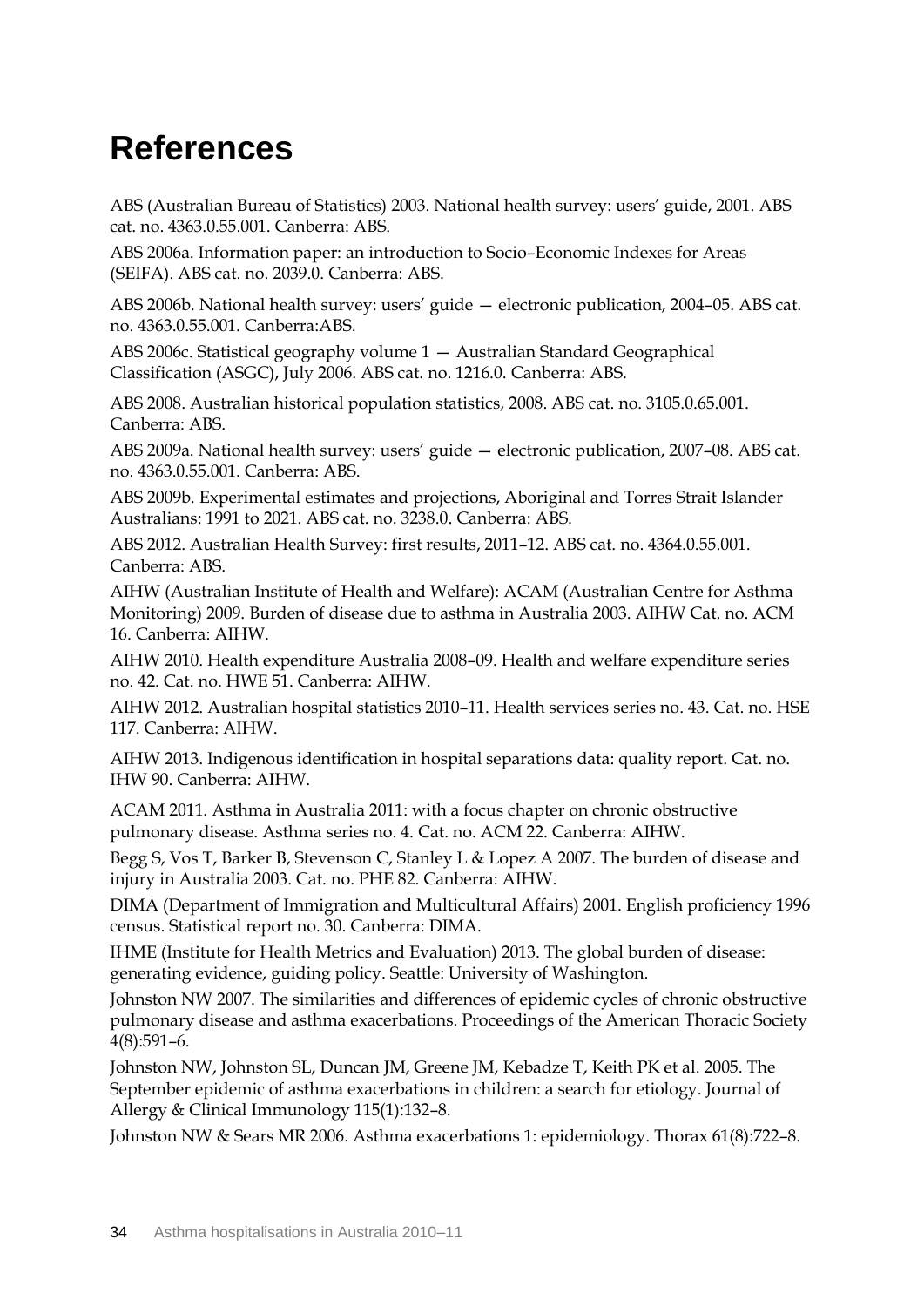# References

ABS (Australian Bureau of Statistics) 2003. National health survey: users' guide, 2001. ABS cat. no. 4363.0.55.001. Canberra: ABS.

ABS 2006a. Information paper: an introduction to Socio–Economic Indexes for Areas (SEIFA). ABS cat. no. 2039.0. Canberra: ABS.

ABS 2006b. National health survey: users' guide — electronic publication, 2004–05. ABS cat. no. 4363.0.55.001. Canberra:ABS.

ABS 2006c. Statistical geography volume 1 — Australian Standard Geographical Classification (ASGC), July 2006. ABS cat. no. 1216.0. Canberra: ABS.

ABS 2008. Australian historical population statistics, 2008. ABS cat. no. 3105.0.65.001. Canberra: ABS.

ABS 2009a. National health survey: users' guide — electronic publication, 2007–08. ABS cat. no. 4363.0.55.001. Canberra: ABS.

ABS 2009b. Experimental estimates and projections, Aboriginal and Torres Strait Islander Australians: 1991 to 2021. ABS cat. no. 3238.0. Canberra: ABS.

ABS 2012. Australian Health Survey: first results, 2011–12. ABS cat. no. 4364.0.55.001. Canberra: ABS.

AIHW (Australian Institute of Health and Welfare): ACAM (Australian Centre for Asthma Monitoring) 2009. Burden of disease due to asthma in Australia 2003. AIHW Cat. no. ACM 16. Canberra: AIHW.

AIHW 2010. Health expenditure Australia 2008–09. Health and welfare expenditure series no. 42. Cat. no. HWE 51. Canberra: AIHW.

AIHW 2012. Australian hospital statistics 2010–11. Health services series no. 43. Cat. no. HSE 117. Canberra: AIHW.

AIHW 2013. Indigenous identification in hospital separations data: quality report. Cat. no. IHW 90. Canberra: AIHW.

ACAM 2011. Asthma in Australia 2011: with a focus chapter on chronic obstructive pulmonary disease. Asthma series no. 4. Cat. no. ACM 22. Canberra: AIHW.

Begg S, Vos T, Barker B, Stevenson C, Stanley L & Lopez A 2007. The burden of disease and injury in Australia 2003. Cat. no. PHE 82. Canberra: AIHW.

DIMA (Department of Immigration and Multicultural Affairs) 2001. English proficiency 1996 census. Statistical report no. 30. Canberra: DIMA.

IHME (Institute for Health Metrics and Evaluation) 2013. The global burden of disease: generating evidence, guiding policy. Seattle: University of Washington.

Johnston NW 2007. The similarities and differences of epidemic cycles of chronic obstructive pulmonary disease and asthma exacerbations. Proceedings of the American Thoracic Society 4(8):591–6.

Johnston NW, Johnston SL, Duncan JM, Greene JM, Kebadze T, Keith PK et al. 2005. The September epidemic of asthma exacerbations in children: a search for etiology. Journal of Allergy & Clinical Immunology 115(1):132–8.

Johnston NW & Sears MR 2006. Asthma exacerbations 1: epidemiology. Thorax 61(8):722–8.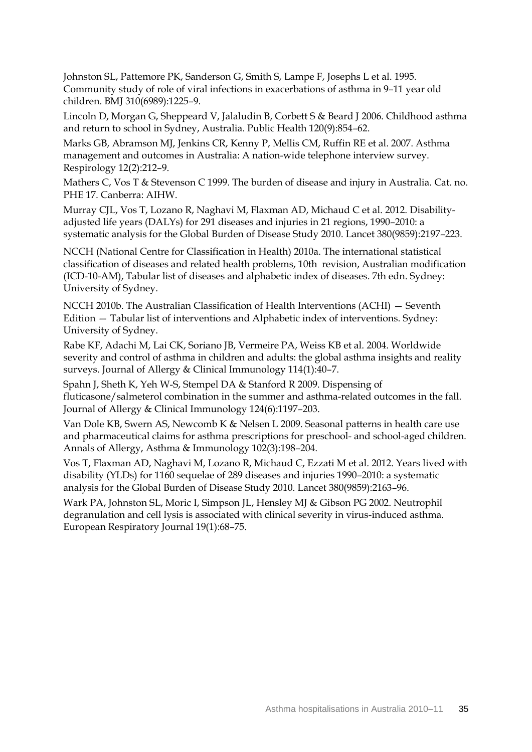Johnston SL, Pattemore PK, Sanderson G, Smith S, Lampe F, Josephs L et al. 1995. Community study of role of viral infections in exacerbations of asthma in 9–11 year old children. BMJ 310(6989):1225–9.

Lincoln D, Morgan G, Sheppeard V, Jalaludin B, Corbett S & Beard J 2006. Childhood asthma and return to school in Sydney, Australia. Public Health 120(9):854–62.

Marks GB, Abramson MJ, Jenkins CR, Kenny P, Mellis CM, Ruffin RE et al. 2007. Asthma management and outcomes in Australia: A nation-wide telephone interview survey. Respirology 12(2):212–9.

Mathers C, Vos T & Stevenson C 1999. The burden of disease and injury in Australia. Cat. no. PHE 17. Canberra: AIHW.

Murray CJL, Vos T, Lozano R, Naghavi M, Flaxman AD, Michaud C et al. 2012. Disability-adjusted life years (DALYs) for 291 diseases and injuries in 21 regions, 1990–2010: a systematic analysis for the Global Burden of Disease Study 2010. Lancet 380(9859):2197–223.

NCCH (National Centre for Classification in Health) 2010a. The international statistical classification of diseases and related health problems, 10th revision, Australian modification (ICD-10-AM), Tabular list of diseases and alphabetic index of diseases. 7th edn. Sydney: University of Sydney.

NCCH 2010b. The Australian Classification of Health Interventions (ACHI) — Seventh Edition — Tabular list of interventions and Alphabetic index of interventions. Sydney: University of Sydney.

Rabe KF, Adachi M, Lai CK, Soriano JB, Vermeire PA, Weiss KB et al. 2004. Worldwide severity and control of asthma in children and adults: the global asthma insights and reality surveys. Journal of Allergy & Clinical Immunology 114(1):40–7.

Spahn J, Sheth K, Yeh W-S, Stempel DA & Stanford R 2009. Dispensing of fluticasone/salmeterol combination in the summer and asthma-related outcomes in the fall. Journal of Allergy & Clinical Immunology 124(6):1197–203.

Van Dole KB, Swern AS, Newcomb K & Nelsen L 2009. Seasonal patterns in health care use and pharmaceutical claims for asthma prescriptions for preschool- and school-aged children. Annals of Allergy, Asthma & Immunology 102(3):198–204.

Vos T, Flaxman AD, Naghavi M, Lozano R, Michaud C, Ezzati M et al. 2012. Years lived with disability (YLDs) for 1160 sequelae of 289 diseases and injuries 1990–2010: a systematic analysis for the Global Burden of Disease Study 2010. Lancet 380(9859):2163–96.

Wark PA, Johnston SL, Moric I, Simpson JL, Hensley MJ & Gibson PG 2002. Neutrophil degranulation and cell lysis is associated with clinical severity in virus-induced asthma. European Respiratory Journal 19(1):68–75.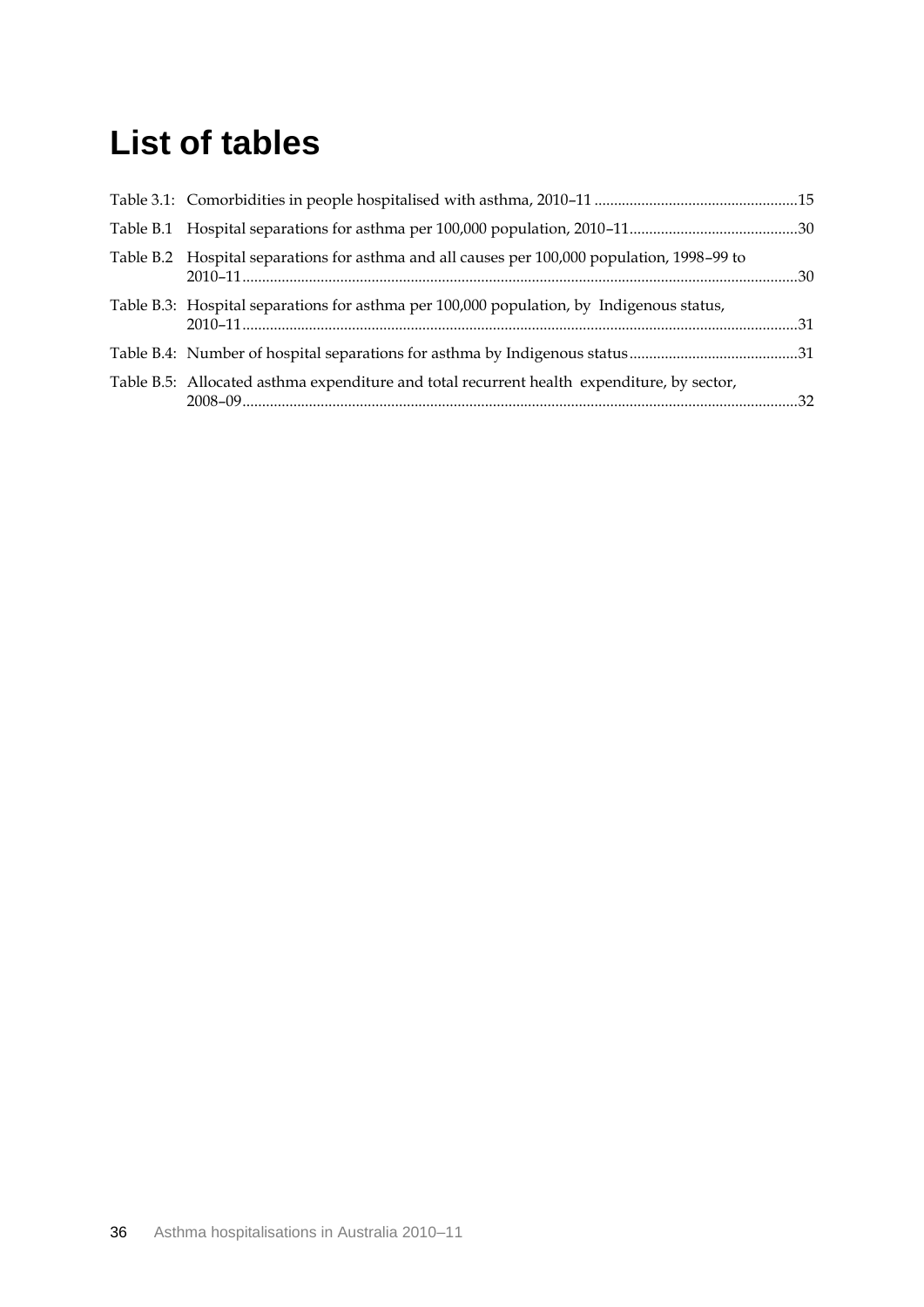# List of tables

Table 3.1: Comorbidities in people hospitalised with asthma, 2010–11 ....................................................15

Table B.1 Hospital separations for asthma per 100,000 population, 2010–11...........................................30

Table B.2 Hospital separations for asthma and all causes per 100,000 population, 1998–99 to 2010–11.............................................................................................................................................30

Table B.3: Hospital separations for asthma per 100,000 population, by Indigenous status, 2010–11.............................................................................................................................................31

Table B.4: Number of hospital separations for asthma by Indigenous status...........................................31

Table B.5: Allocated asthma expenditure and total recurrent health expenditure, by sector, 2008–09.............................................................................................................................................32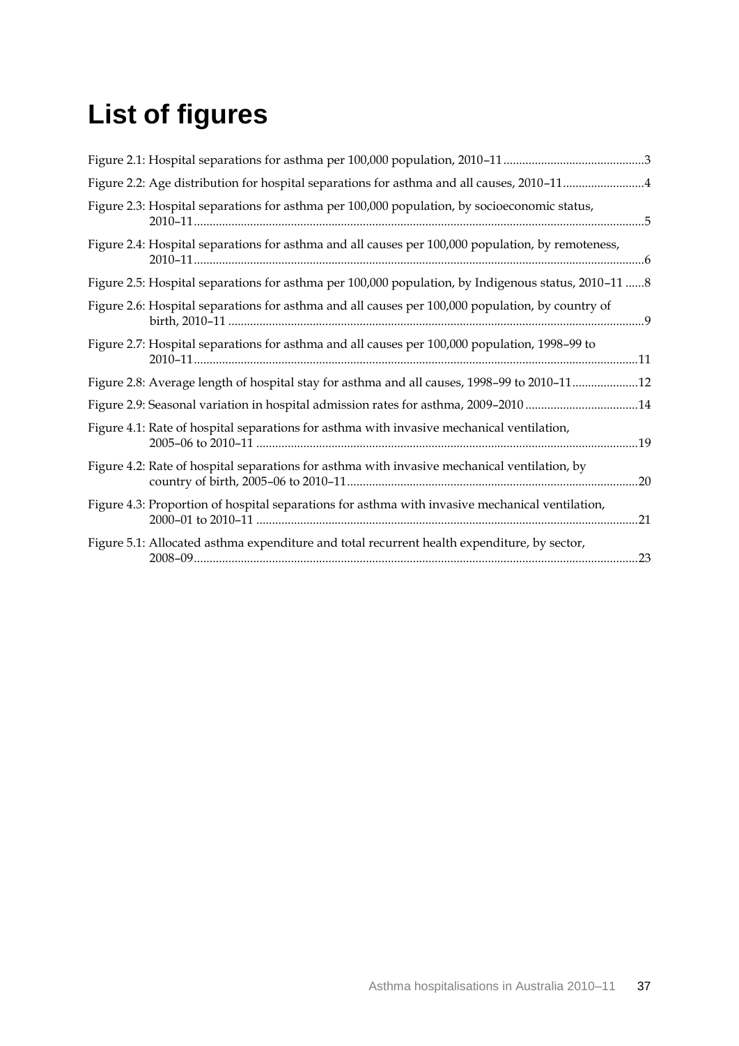# List of figures

Figure 2.1: Hospital separations for asthma per 100,000 population, 2010–11 ....................................3

Figure 2.2: Age distribution for hospital separations for asthma and all causes, 2010–11 ....................4

Figure 2.3: Hospital separations for asthma per 100,000 population, by socioeconomic status, 2010–11 ....................................................................................................................................5

Figure 2.4: Hospital separations for asthma and all causes per 100,000 population, by remoteness, 2010–11 ....................................................................................................................................6

Figure 2.5: Hospital separations for asthma per 100,000 population, by Indigenous status, 2010–11 ......8

Figure 2.6: Hospital separations for asthma and all causes per 100,000 population, by country of birth, 2010–11 ....................................................................................................................................9

Figure 2.7: Hospital separations for asthma and all causes per 100,000 population, 1998–99 to 2010–11 ....................................................................................................................................11

Figure 2.8: Average length of hospital stay for asthma and all causes, 1998–99 to 2010–11 ....................12

Figure 2.9: Seasonal variation in hospital admission rates for asthma, 2009–2010 ....................................14

Figure 4.1: Rate of hospital separations for asthma with invasive mechanical ventilation, 2005–06 to 2010–11 ....................................................................................................................................19

Figure 4.2: Rate of hospital separations for asthma with invasive mechanical ventilation, by country of birth, 2005–06 to 2010–11 ....................................................................................................20

Figure 4.3: Proportion of hospital separations for asthma with invasive mechanical ventilation, 2000–01 to 2010–11 ....................................................................................................................................21

Figure 5.1: Allocated asthma expenditure and total recurrent health expenditure, by sector, 2008–09 ....................................................................................................................................23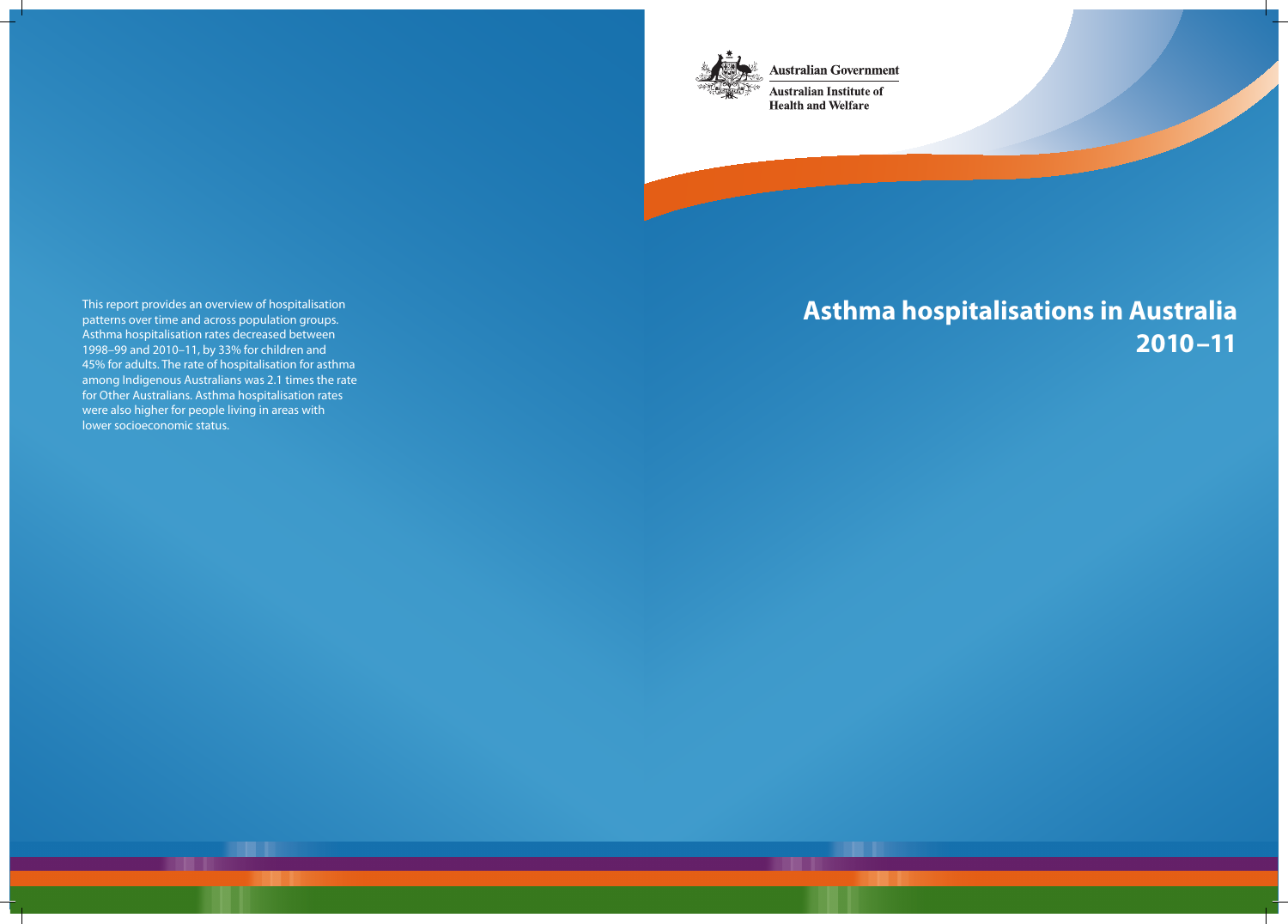Australian Government

Australian Institute of Health and Welfare

# Asthma hospitalisations in Australia 2010–11

This report provides an overview of hospitalisation patterns over time and across population groups. Asthma hospitalisation rates decreased between 1998–99 and 2010–11, by 33% for children and 45% for adults. The rate of hospitalisation for asthma among Indigenous Australians was 2.1 times the rate for Other Australians. Asthma hospitalisation rates were also higher for people living in areas with lower socioeconomic status.